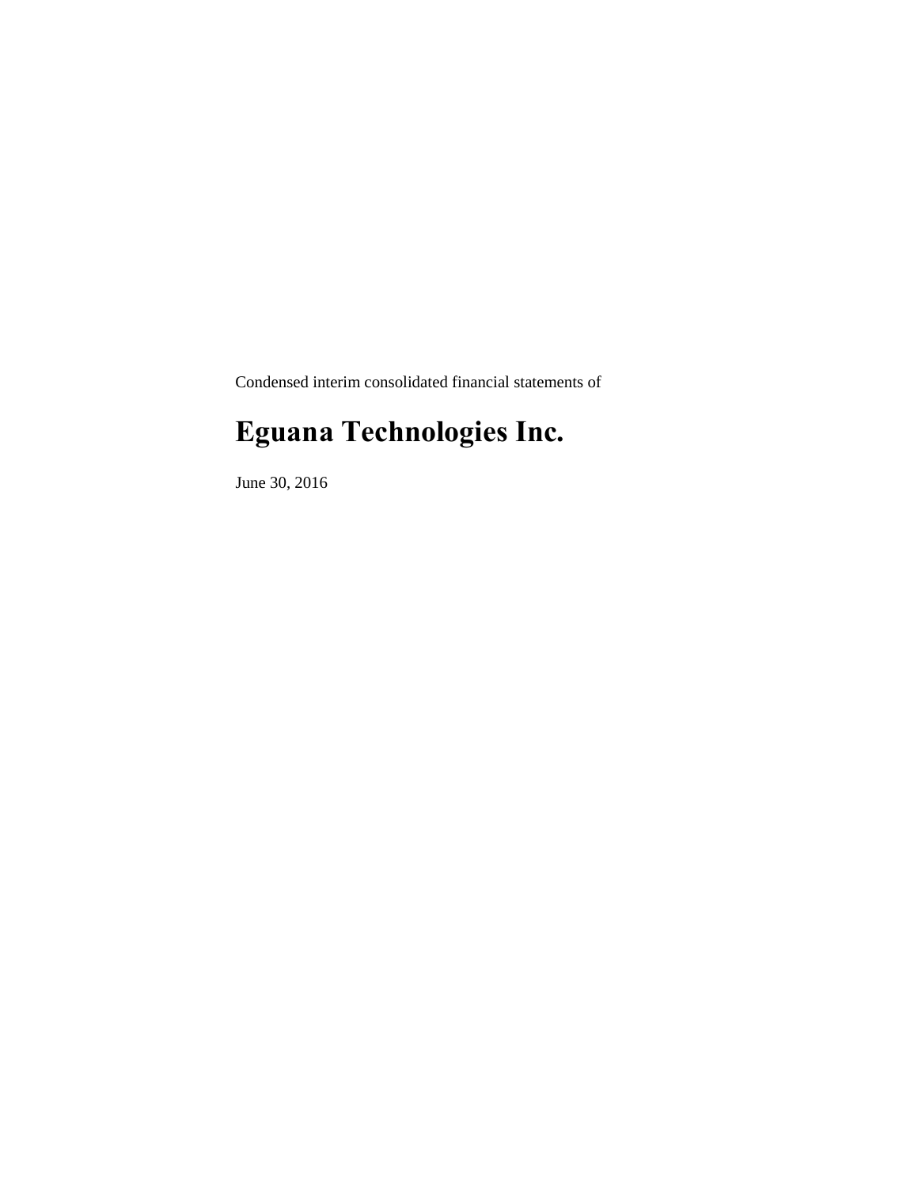Condensed interim consolidated financial statements of

# Eguana Technologies Inc.

June 30, 2016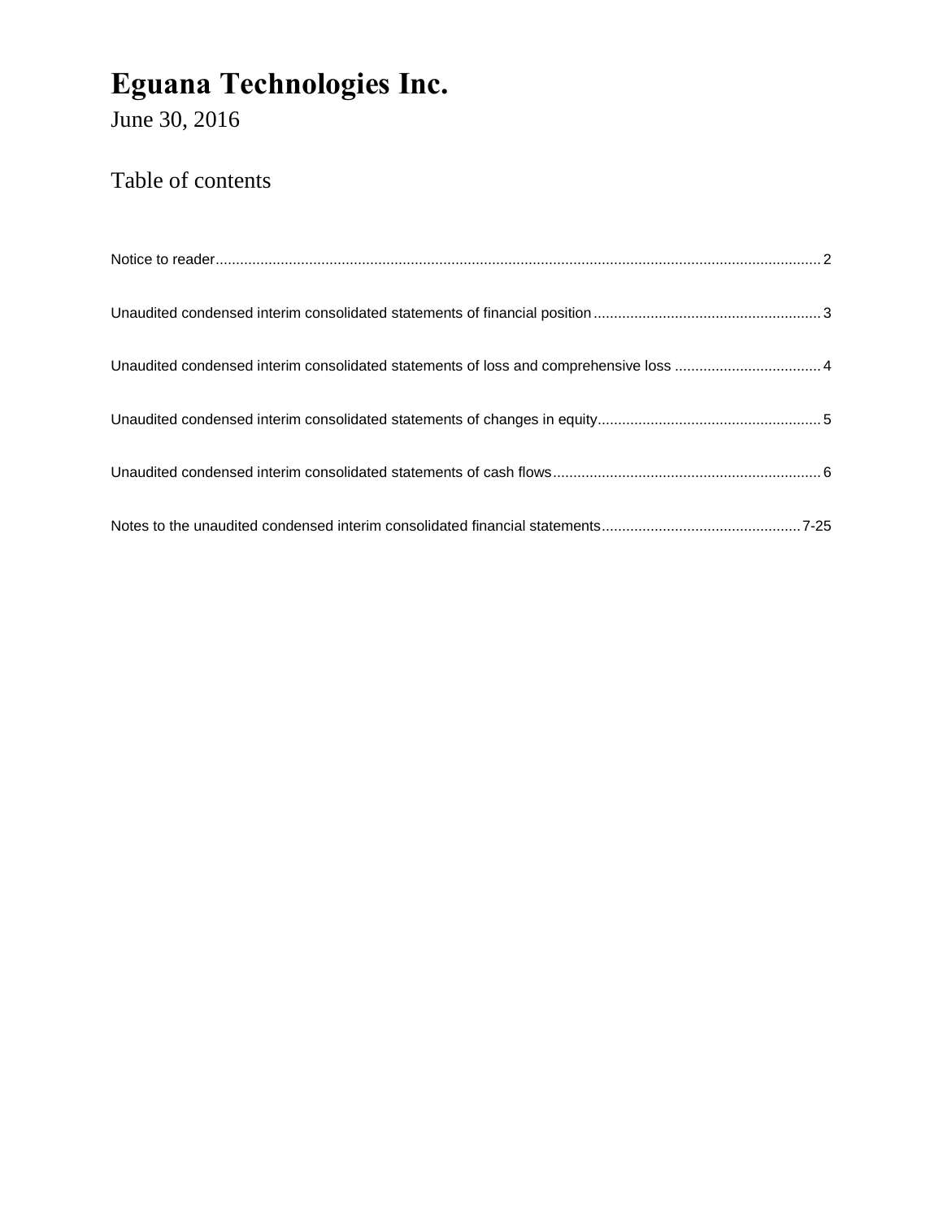# Eguana Technologies Inc.

June 30, 2016

## Table of contents

| | |
|---|---|
| Notice to reader | 2 |
| Unaudited condensed interim consolidated statements of financial position | 3 |
| Unaudited condensed interim consolidated statements of loss and comprehensive loss | 4 |
| Unaudited condensed interim consolidated statements of changes in equity | 5 |
| Unaudited condensed interim consolidated statements of cash flows | 6 |
| Notes to the unaudited condensed interim consolidated financial statements | 7-25 |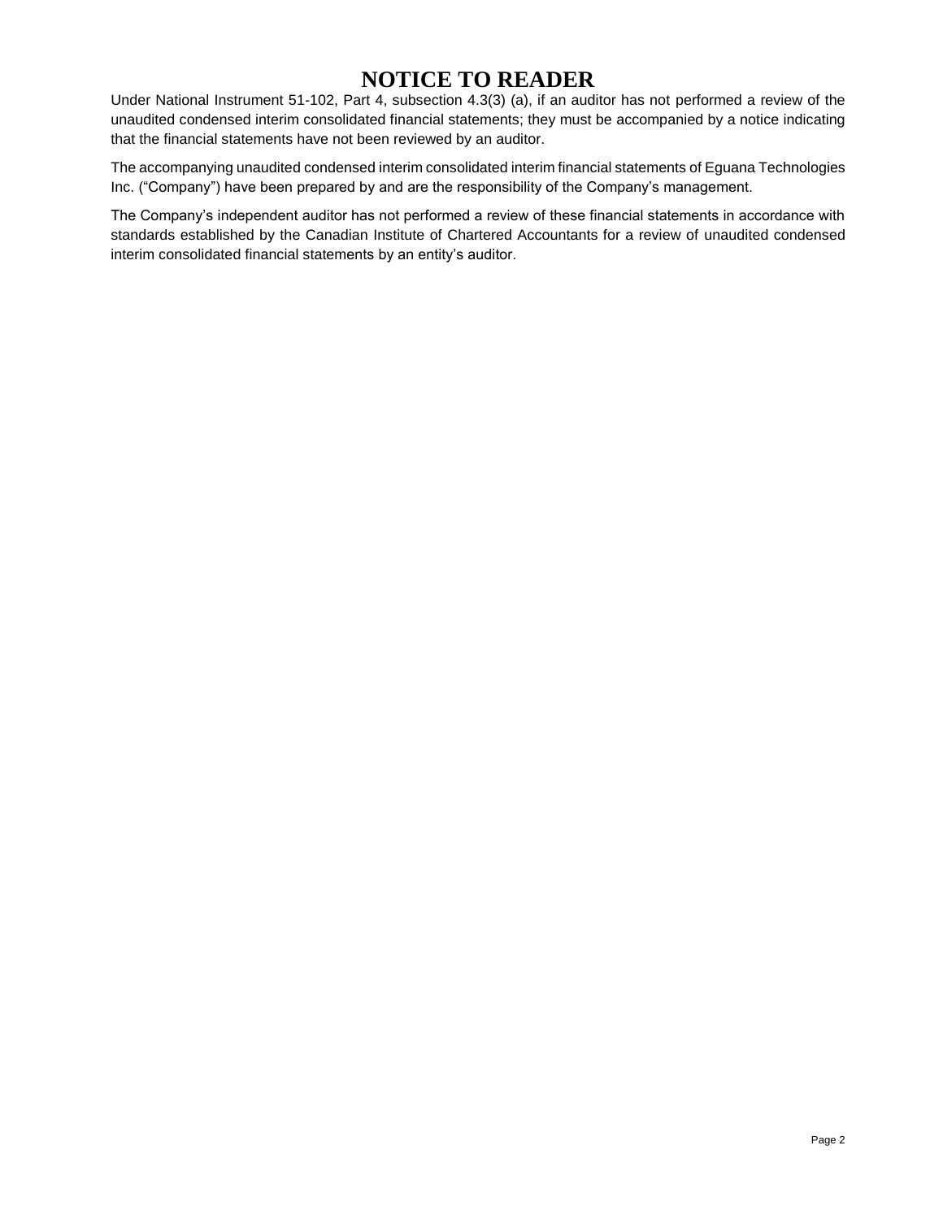# NOTICE TO READER

Under National Instrument 51-102, Part 4, subsection 4.3(3) (a), if an auditor has not performed a review of the unaudited condensed interim consolidated financial statements; they must be accompanied by a notice indicating that the financial statements have not been reviewed by an auditor.

The accompanying unaudited condensed interim consolidated interim financial statements of Eguana Technologies Inc. ("Company") have been prepared by and are the responsibility of the Company's management.

The Company's independent auditor has not performed a review of these financial statements in accordance with standards established by the Canadian Institute of Chartered Accountants for a review of unaudited condensed interim consolidated financial statements by an entity's auditor.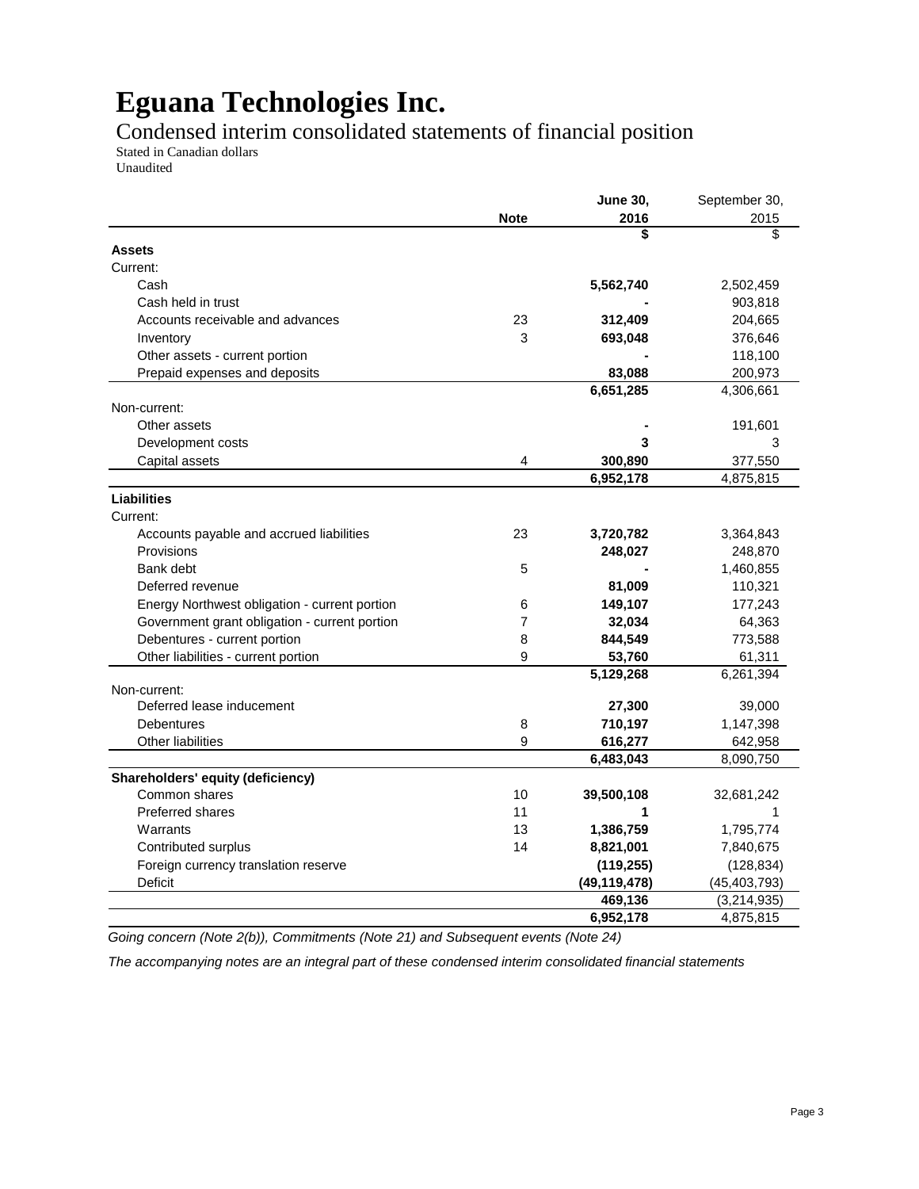# Eguana Technologies Inc.

## Condensed interim consolidated statements of financial position

Stated in Canadian dollars
Unaudited

| | Note | June 30, 2016 | September 30, 2015 |
|---|---|---|---|
| | | **$** | $ |
| **Assets** | | | |
| Current: | | | |
| Cash | | **5,562,740** | 2,502,459 |
| Cash held in trust | | **-** | 903,818 |
| Accounts receivable and advances | 23 | **312,409** | 204,665 |
| Inventory | 3 | **693,048** | 376,646 |
| Other assets - current portion | | **-** | 118,100 |
| Prepaid expenses and deposits | | **83,088** | 200,973 |
| | | **6,651,285** | 4,306,661 |
| Non-current: | | | |
| Other assets | | **-** | 191,601 |
| Development costs | | **3** | 3 |
| Capital assets | 4 | **300,890** | 377,550 |
| | | **6,952,178** | 4,875,815 |
| **Liabilities** | | | |
| Current: | | | |
| Accounts payable and accrued liabilities | 23 | **3,720,782** | 3,364,843 |
| Provisions | | **248,027** | 248,870 |
| Bank debt | 5 | **-** | 1,460,855 |
| Deferred revenue | | **81,009** | 110,321 |
| Energy Northwest obligation - current portion | 6 | **149,107** | 177,243 |
| Government grant obligation - current portion | 7 | **32,034** | 64,363 |
| Debentures - current portion | 8 | **844,549** | 773,588 |
| Other liabilities - current portion | 9 | **53,760** | 61,311 |
| | | **5,129,268** | 6,261,394 |
| Non-current: | | | |
| Deferred lease inducement | | **27,300** | 39,000 |
| Debentures | 8 | **710,197** | 1,147,398 |
| Other liabilities | 9 | **616,277** | 642,958 |
| | | **6,483,043** | 8,090,750 |
| **Shareholders' equity (deficiency)** | | | |
| Common shares | 10 | **39,500,108** | 32,681,242 |
| Preferred shares | 11 | **1** | 1 |
| Warrants | 13 | **1,386,759** | 1,795,774 |
| Contributed surplus | 14 | **8,821,001** | 7,840,675 |
| Foreign currency translation reserve | | **(119,255)** | (128,834) |
| Deficit | | **(49,119,478)** | (45,403,793) |
| | | **469,136** | (3,214,935) |
| | | **6,952,178** | 4,875,815 |

*Going concern (Note 2(b)), Commitments (Note 21) and Subsequent events (Note 24)*

*The accompanying notes are an integral part of these condensed interim consolidated financial statements*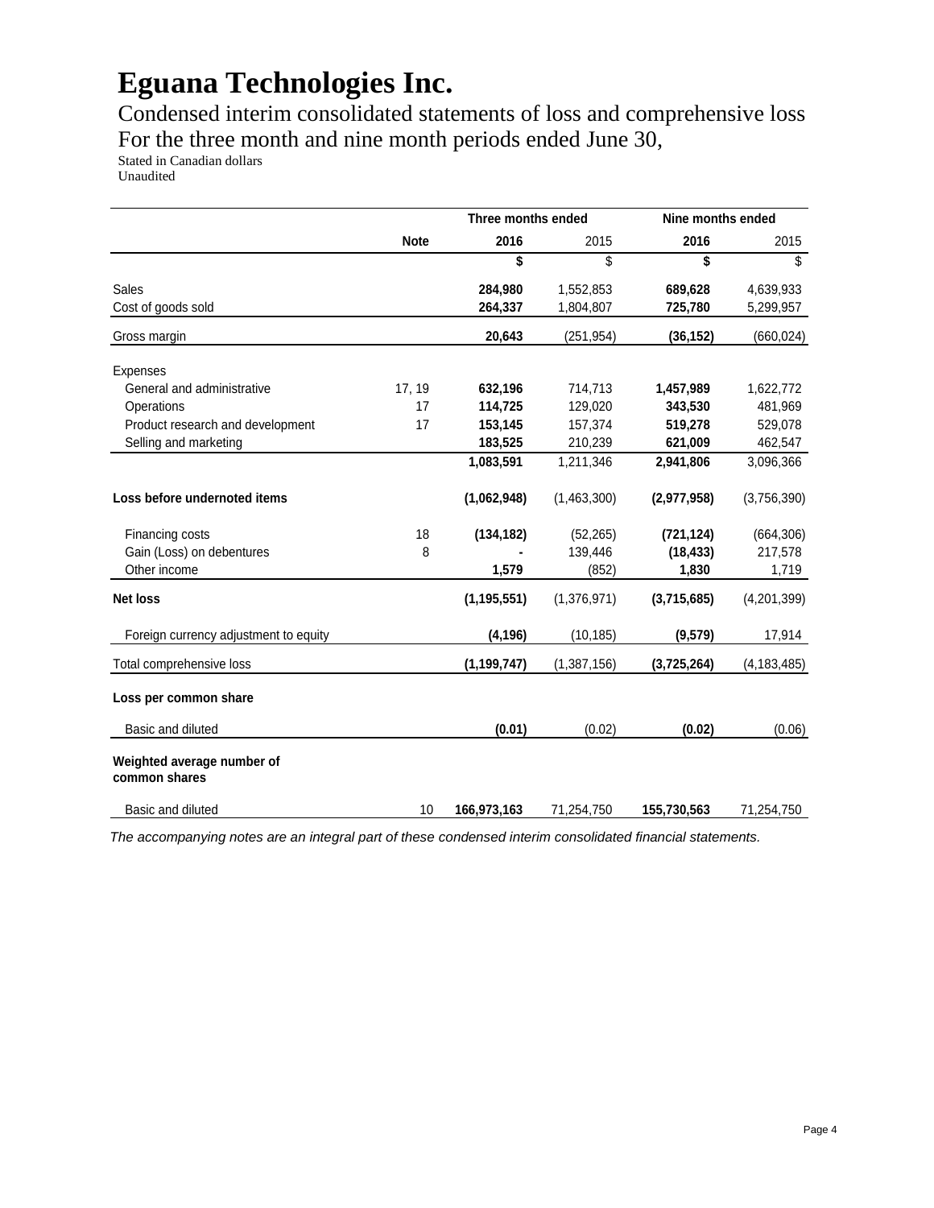# Eguana Technologies Inc.

Condensed interim consolidated statements of loss and comprehensive loss
For the three month and nine month periods ended June 30,

Stated in Canadian dollars
Unaudited

| | | Three months ended | | Nine months ended | |
|---|---|---|---|---|---|
| | **Note** | **2016** | 2015 | **2016** | 2015 |
| | | **$** | $ | **$** | $ |
| Sales | | **284,980** | 1,552,853 | **689,628** | 4,639,933 |
| Cost of goods sold | | **264,337** | 1,804,807 | **725,780** | 5,299,957 |
| Gross margin | | **20,643** | (251,954) | **(36,152)** | (660,024) |
| Expenses | | | | | |
| General and administrative | 17, 19 | **632,196** | 714,713 | **1,457,989** | 1,622,772 |
| Operations | 17 | **114,725** | 129,020 | **343,530** | 481,969 |
| Product research and development | 17 | **153,145** | 157,374 | **519,278** | 529,078 |
| Selling and marketing | | **183,525** | 210,239 | **621,009** | 462,547 |
| | | **1,083,591** | 1,211,346 | **2,941,806** | 3,096,366 |
| **Loss before undernoted items** | | **(1,062,948)** | (1,463,300) | **(2,977,958)** | (3,756,390) |
| Financing costs | 18 | **(134,182)** | (52,265) | **(721,124)** | (664,306) |
| Gain (Loss) on debentures | 8 | **-** | 139,446 | **(18,433)** | 217,578 |
| Other income | | **1,579** | (852) | **1,830** | 1,719 |
| **Net loss** | | **(1,195,551)** | (1,376,971) | **(3,715,685)** | (4,201,399) |
| Foreign currency adjustment to equity | | **(4,196)** | (10,185) | **(9,579)** | 17,914 |
| Total comprehensive loss | | **(1,199,747)** | (1,387,156) | **(3,725,264)** | (4,183,485) |
| **Loss per common share** | | | | | |
| Basic and diluted | | **(0.01)** | (0.02) | **(0.02)** | (0.06) |
| **Weighted average number of common shares** | | | | | |
| Basic and diluted | 10 | **166,973,163** | 71,254,750 | **155,730,563** | 71,254,750 |

*The accompanying notes are an integral part of these condensed interim consolidated financial statements.*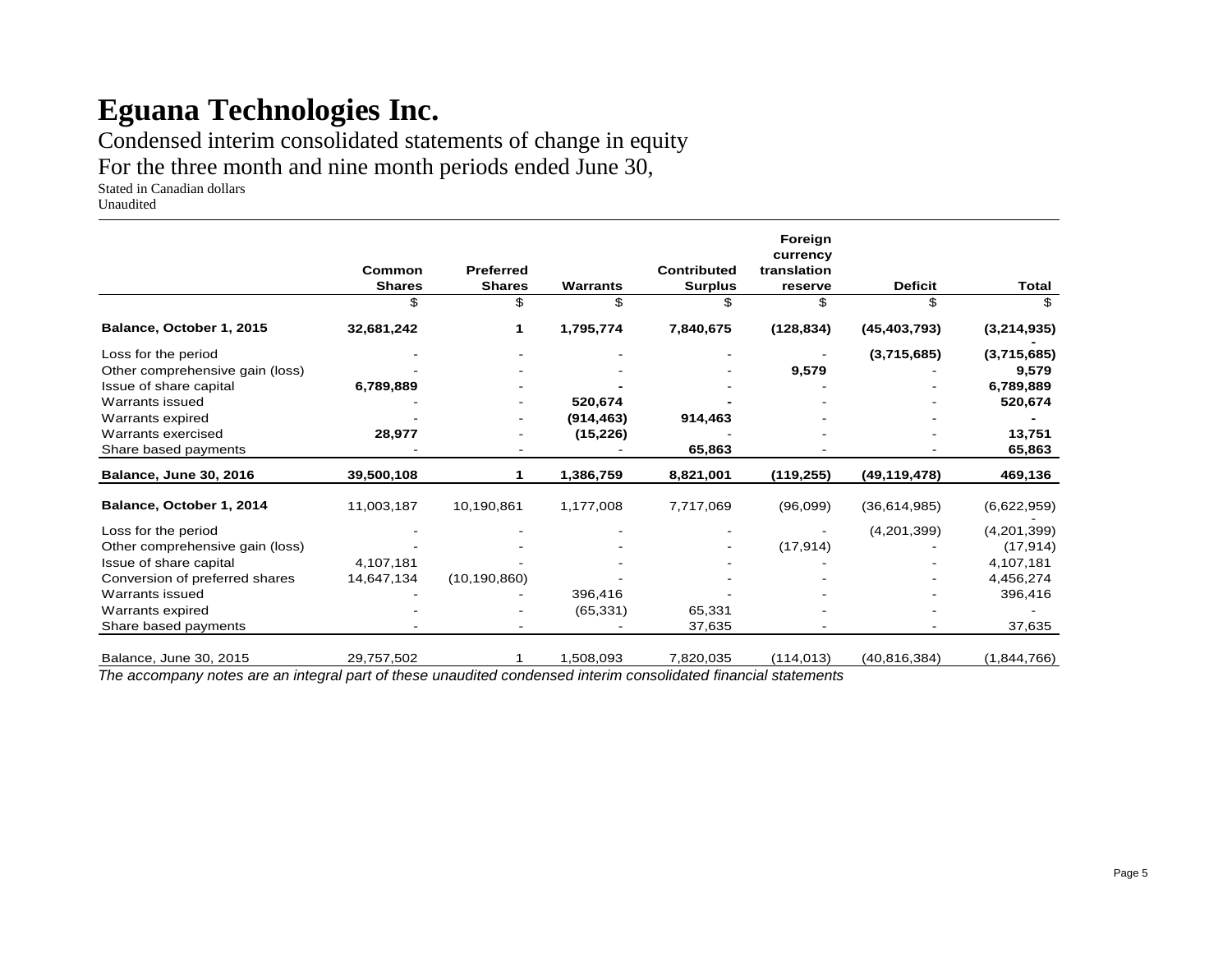# Eguana Technologies Inc.

Condensed interim consolidated statements of change in equity
For the three month and nine month periods ended June 30,
Stated in Canadian dollars
Unaudited

| | Common Shares | Preferred Shares | Warrants | Contributed Surplus | Foreign currency translation reserve | Deficit | Total |
|---|---|---|---|---|---|---|---|
| | $ | $ | $ | $ | $ | $ | $ |
| **Balance, October 1, 2015** | **32,681,242** | **1** | **1,795,774** | **7,840,675** | **(128,834)** | **(45,403,793)** | **(3,214,935)** |
| Loss for the period | - | - | - | - | - | **(3,715,685)** | **(3,715,685)** |
| Other comprehensive gain (loss) | - | - | - | - | **9,579** | - | **9,579** |
| Issue of share capital | **6,789,889** | - | **-** | - | - | - | **6,789,889** |
| Warrants issued | - | - | **520,674** | **-** | - | - | **520,674** |
| Warrants expired | - | - | **(914,463)** | **914,463** | - | - | **-** |
| Warrants exercised | **28,977** | - | **(15,226)** | - | - | - | **13,751** |
| Share based payments | - | - | - | **65,863** | - | - | **65,863** |
| **Balance, June 30, 2016** | **39,500,108** | **1** | **1,386,759** | **8,821,001** | **(119,255)** | **(49,119,478)** | **469,136** |
| **Balance, October 1, 2014** | 11,003,187 | 10,190,861 | 1,177,008 | 7,717,069 | (96,099) | (36,614,985) | (6,622,959) |
| Loss for the period | - | - | - | - | - | (4,201,399) | (4,201,399) |
| Other comprehensive gain (loss) | - | - | - | - | (17,914) | - | (17,914) |
| Issue of share capital | 4,107,181 | - | - | - | - | - | 4,107,181 |
| Conversion of preferred shares | 14,647,134 | (10,190,860) | - | - | - | - | 4,456,274 |
| Warrants issued | - | - | 396,416 | - | - | - | 396,416 |
| Warrants expired | - | - | (65,331) | 65,331 | - | - | - |
| Share based payments | - | - | - | 37,635 | - | - | 37,635 |
| Balance, June 30, 2015 | 29,757,502 | 1 | 1,508,093 | 7,820,035 | (114,013) | (40,816,384) | (1,844,766) |

*The accompany notes are an integral part of these unaudited condensed interim consolidated financial statements*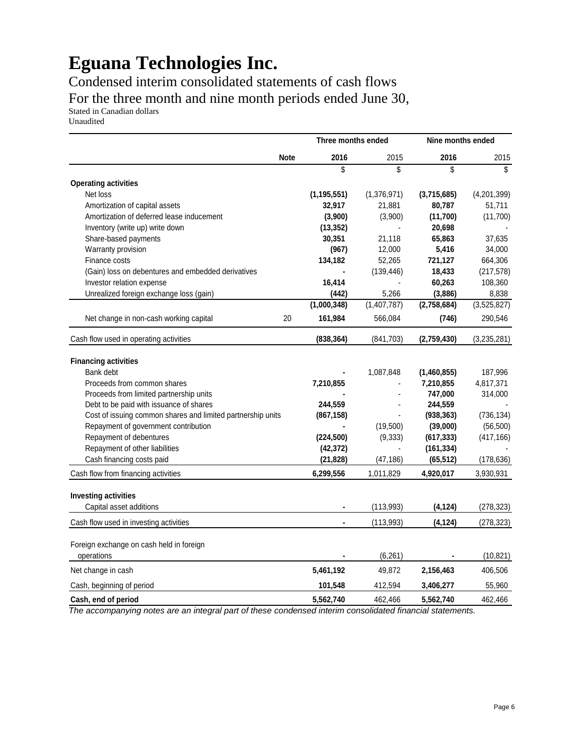# Eguana Technologies Inc.

## Condensed interim consolidated statements of cash flows

## For the three month and nine month periods ended June 30,

Stated in Canadian dollars

Unaudited

| | Note | Three months ended | | Nine months ended | |
|---|---|---|---|---|---|
| | | **2016** | 2015 | **2016** | 2015 |
| | | $ | $ | $ | $ |
| **Operating activities** | | | | | |
| Net loss | | **(1,195,551)** | (1,376,971) | **(3,715,685)** | (4,201,399) |
| Amortization of capital assets | | **32,917** | 21,881 | **80,787** | 51,711 |
| Amortization of deferred lease inducement | | **(3,900)** | (3,900) | **(11,700)** | (11,700) |
| Inventory (write up) write down | | **(13,352)** | - | **20,698** | - |
| Share-based payments | | **30,351** | 21,118 | **65,863** | 37,635 |
| Warranty provision | | **(967)** | 12,000 | **5,416** | 34,000 |
| Finance costs | | **134,182** | 52,265 | **721,127** | 664,306 |
| (Gain) loss on debentures and embedded derivatives | | **-** | (139,446) | **18,433** | (217,578) |
| Investor relation expense | | **16,414** | - | **60,263** | 108,360 |
| Unrealized foreign exchange loss (gain) | | **(442)** | 5,266 | **(3,886)** | 8,838 |
| | | **(1,000,348)** | (1,407,787) | **(2,758,684)** | (3,525,827) |
| Net change in non-cash working capital | 20 | **161,984** | 566,084 | **(746)** | 290,546 |
| Cash flow used in operating activities | | **(838,364)** | (841,703) | **(2,759,430)** | (3,235,281) |
| **Financing activities** | | | | | |
| Bank debt | | **-** | 1,087,848 | **(1,460,855)** | 187,996 |
| Proceeds from common shares | | **7,210,855** | - | **7,210,855** | 4,817,371 |
| Proceeds from limited partnership units | | **-** | - | **747,000** | 314,000 |
| Debt to be paid with issuance of shares | | **244,559** | - | **244,559** | - |
| Cost of issuing common shares and limited partnership units | | **(867,158)** | - | **(938,363)** | (736,134) |
| Repayment of government contribution | | **-** | (19,500) | **(39,000)** | (56,500) |
| Repayment of debentures | | **(224,500)** | (9,333) | **(617,333)** | (417,166) |
| Repayment of other liabilities | | **(42,372)** | - | **(161,334)** | - |
| Cash financing costs paid | | **(21,828)** | (47,186) | **(65,512)** | (178,636) |
| Cash flow from financing activities | | **6,299,556** | 1,011,829 | **4,920,017** | 3,930,931 |
| **Investing activities** | | | | | |
| Capital asset additions | | **-** | (113,993) | **(4,124)** | (278,323) |
| Cash flow used in investing activities | | **-** | (113,993) | **(4,124)** | (278,323) |
| Foreign exchange on cash held in foreign operations | | **-** | (6,261) | **-** | (10,821) |
| Net change in cash | | **5,461,192** | 49,872 | **2,156,463** | 406,506 |
| Cash, beginning of period | | **101,548** | 412,594 | **3,406,277** | 55,960 |
| **Cash, end of period** | | **5,562,740** | 462,466 | **5,562,740** | 462,466 |

*The accompanying notes are an integral part of these condensed interim consolidated financial statements.*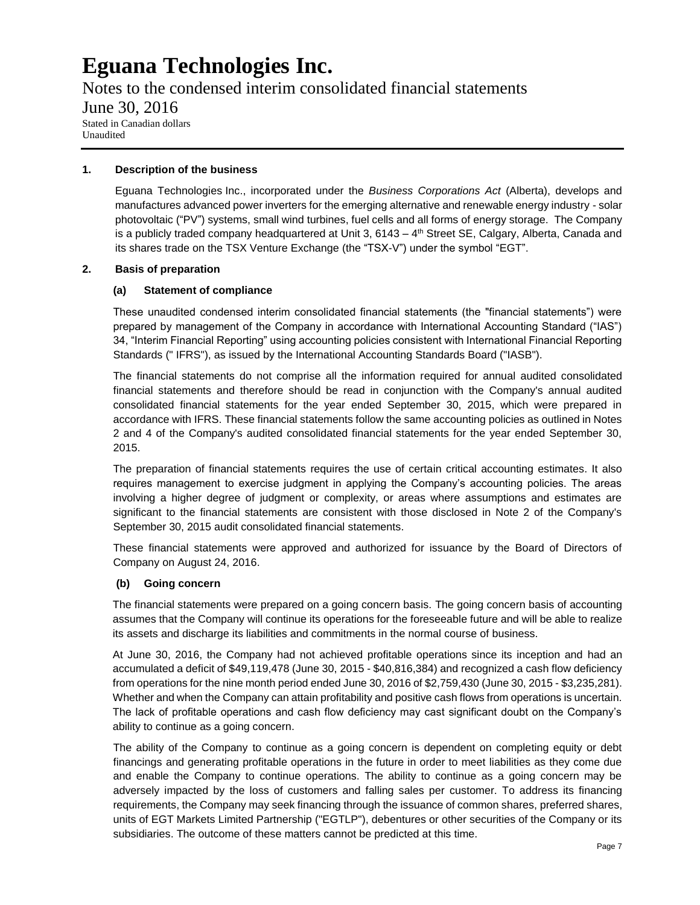# Eguana Technologies Inc.

Notes to the condensed interim consolidated financial statements

June 30, 2016

Stated in Canadian dollars
Unaudited

**1. Description of the business**

Eguana Technologies Inc., incorporated under the *Business Corporations Act* (Alberta), develops and manufactures advanced power inverters for the emerging alternative and renewable energy industry - solar photovoltaic ("PV") systems, small wind turbines, fuel cells and all forms of energy storage. The Company is a publicly traded company headquartered at Unit 3, 6143 – 4th Street SE, Calgary, Alberta, Canada and its shares trade on the TSX Venture Exchange (the "TSX-V") under the symbol "EGT".

**2. Basis of preparation**

**(a) Statement of compliance**

These unaudited condensed interim consolidated financial statements (the "financial statements") were prepared by management of the Company in accordance with International Accounting Standard ("IAS") 34, "Interim Financial Reporting" using accounting policies consistent with International Financial Reporting Standards (" IFRS"), as issued by the International Accounting Standards Board ("IASB").

The financial statements do not comprise all the information required for annual audited consolidated financial statements and therefore should be read in conjunction with the Company's annual audited consolidated financial statements for the year ended September 30, 2015, which were prepared in accordance with IFRS. These financial statements follow the same accounting policies as outlined in Notes 2 and 4 of the Company's audited consolidated financial statements for the year ended September 30, 2015.

The preparation of financial statements requires the use of certain critical accounting estimates. It also requires management to exercise judgment in applying the Company's accounting policies. The areas involving a higher degree of judgment or complexity, or areas where assumptions and estimates are significant to the financial statements are consistent with those disclosed in Note 2 of the Company's September 30, 2015 audit consolidated financial statements.

These financial statements were approved and authorized for issuance by the Board of Directors of Company on August 24, 2016.

**(b) Going concern**

The financial statements were prepared on a going concern basis. The going concern basis of accounting assumes that the Company will continue its operations for the foreseeable future and will be able to realize its assets and discharge its liabilities and commitments in the normal course of business.

At June 30, 2016, the Company had not achieved profitable operations since its inception and had an accumulated a deficit of $49,119,478 (June 30, 2015 - $40,816,384) and recognized a cash flow deficiency from operations for the nine month period ended June 30, 2016 of $2,759,430 (June 30, 2015 - $3,235,281). Whether and when the Company can attain profitability and positive cash flows from operations is uncertain. The lack of profitable operations and cash flow deficiency may cast significant doubt on the Company's ability to continue as a going concern.

The ability of the Company to continue as a going concern is dependent on completing equity or debt financings and generating profitable operations in the future in order to meet liabilities as they come due and enable the Company to continue operations. The ability to continue as a going concern may be adversely impacted by the loss of customers and falling sales per customer. To address its financing requirements, the Company may seek financing through the issuance of common shares, preferred shares, units of EGT Markets Limited Partnership ("EGTLP"), debentures or other securities of the Company or its subsidiaries. The outcome of these matters cannot be predicted at this time.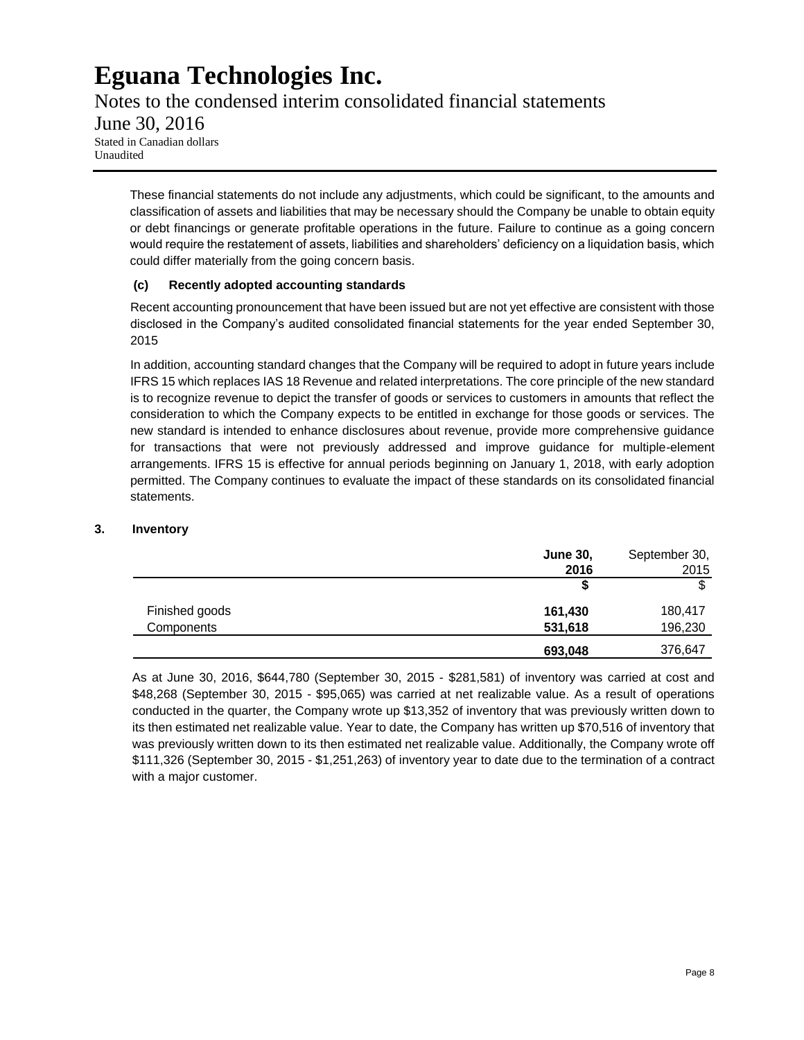These financial statements do not include any adjustments, which could be significant, to the amounts and classification of assets and liabilities that may be necessary should the Company be unable to obtain equity or debt financings or generate profitable operations in the future. Failure to continue as a going concern would require the restatement of assets, liabilities and shareholders' deficiency on a liquidation basis, which could differ materially from the going concern basis.

### (c) Recently adopted accounting standards

Recent accounting pronouncement that have been issued but are not yet effective are consistent with those disclosed in the Company's audited consolidated financial statements for the year ended September 30, 2015

In addition, accounting standard changes that the Company will be required to adopt in future years include IFRS 15 which replaces IAS 18 Revenue and related interpretations. The core principle of the new standard is to recognize revenue to depict the transfer of goods or services to customers in amounts that reflect the consideration to which the Company expects to be entitled in exchange for those goods or services. The new standard is intended to enhance disclosures about revenue, provide more comprehensive guidance for transactions that were not previously addressed and improve guidance for multiple-element arrangements. IFRS 15 is effective for annual periods beginning on January 1, 2018, with early adoption permitted. The Company continues to evaluate the impact of these standards on its consolidated financial statements.

## 3. Inventory

| | **June 30, 2016** | September 30, 2015 |
|---|---|---|
| | **$** | $ |
| Finished goods | **161,430** | 180,417 |
| Components | **531,618** | 196,230 |
| | **693,048** | 376,647 |

As at June 30, 2016, $644,780 (September 30, 2015 - $281,581) of inventory was carried at cost and $48,268 (September 30, 2015 - $95,065) was carried at net realizable value. As a result of operations conducted in the quarter, the Company wrote up $13,352 of inventory that was previously written down to its then estimated net realizable value. Year to date, the Company has written up $70,516 of inventory that was previously written down to its then estimated net realizable value. Additionally, the Company wrote off $111,326 (September 30, 2015 - $1,251,263) of inventory year to date due to the termination of a contract with a major customer.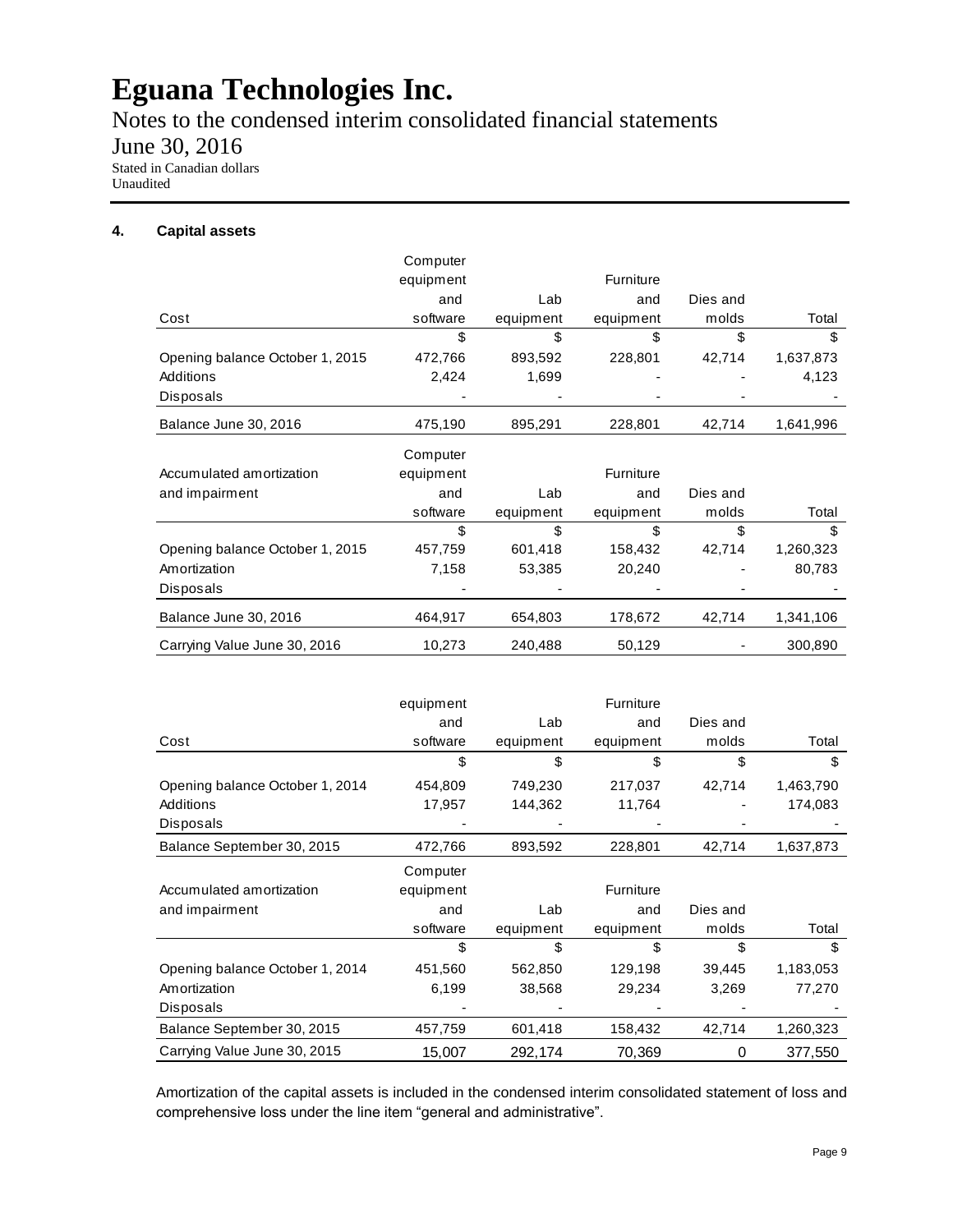# Eguana Technologies Inc.

Notes to the condensed interim consolidated financial statements

June 30, 2016

Stated in Canadian dollars

Unaudited

## 4. Capital assets

| Cost | Computer equipment and software | Lab equipment | Furniture and equipment | Dies and molds | Total |
|---|---|---|---|---|---|
| | $ | $ | $ | $ | $ |
| Opening balance October 1, 2015 | 472,766 | 893,592 | 228,801 | 42,714 | 1,637,873 |
| Additions | 2,424 | 1,699 | - | - | 4,123 |
| Disposals | - | - | - | - | - |
| Balance June 30, 2016 | 475,190 | 895,291 | 228,801 | 42,714 | 1,641,996 |

| Accumulated amortization and impairment | Computer equipment and software | Lab equipment | Furniture and equipment | Dies and molds | Total |
|---|---|---|---|---|---|
| | $ | $ | $ | $ | $ |
| Opening balance October 1, 2015 | 457,759 | 601,418 | 158,432 | 42,714 | 1,260,323 |
| Amortization | 7,158 | 53,385 | 20,240 | - | 80,783 |
| Disposals | - | - | - | - | - |
| Balance June 30, 2016 | 464,917 | 654,803 | 178,672 | 42,714 | 1,341,106 |
| Carrying Value June 30, 2016 | 10,273 | 240,488 | 50,129 | - | 300,890 |

| Cost | equipment and software | Lab equipment | Furniture and equipment | Dies and molds | Total |
|---|---|---|---|---|---|
| | $ | $ | $ | $ | $ |
| Opening balance October 1, 2014 | 454,809 | 749,230 | 217,037 | 42,714 | 1,463,790 |
| Additions | 17,957 | 144,362 | 11,764 | - | 174,083 |
| Disposals | - | - | - | - | - |
| Balance September 30, 2015 | 472,766 | 893,592 | 228,801 | 42,714 | 1,637,873 |

| Accumulated amortization and impairment | Computer equipment and software | Lab equipment | Furniture and equipment | Dies and molds | Total |
|---|---|---|---|---|---|
| | $ | $ | $ | $ | $ |
| Opening balance October 1, 2014 | 451,560 | 562,850 | 129,198 | 39,445 | 1,183,053 |
| Amortization | 6,199 | 38,568 | 29,234 | 3,269 | 77,270 |
| Disposals | - | - | - | - | - |
| Balance September 30, 2015 | 457,759 | 601,418 | 158,432 | 42,714 | 1,260,323 |
| Carrying Value June 30, 2015 | 15,007 | 292,174 | 70,369 | 0 | 377,550 |

Amortization of the capital assets is included in the condensed interim consolidated statement of loss and comprehensive loss under the line item "general and administrative".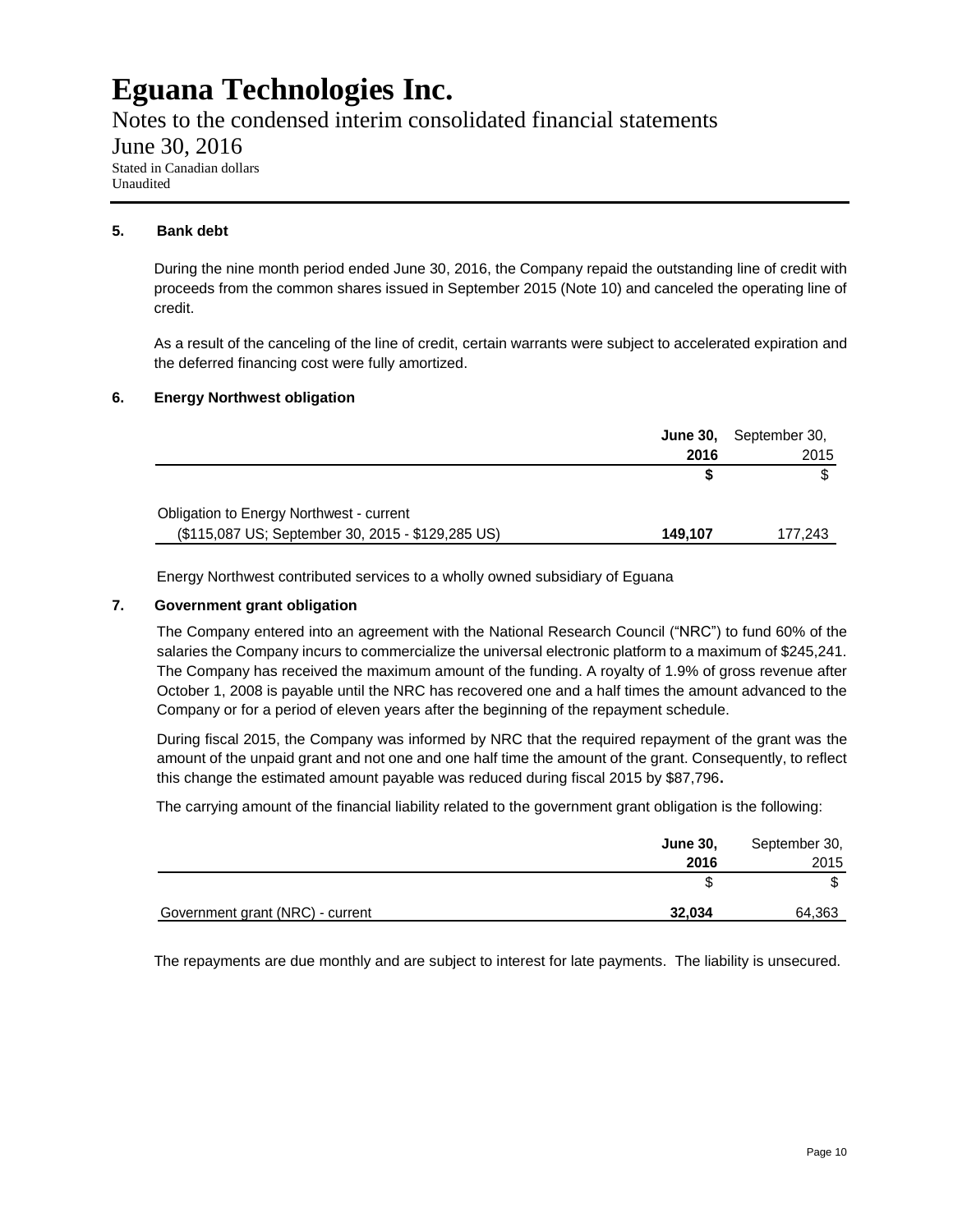# Eguana Technologies Inc.

Notes to the condensed interim consolidated financial statements

June 30, 2016

Stated in Canadian dollars
Unaudited

### 5. Bank debt

During the nine month period ended June 30, 2016, the Company repaid the outstanding line of credit with proceeds from the common shares issued in September 2015 (Note 10) and canceled the operating line of credit.

As a result of the canceling of the line of credit, certain warrants were subject to accelerated expiration and the deferred financing cost were fully amortized.

### 6. Energy Northwest obligation

| | **June 30, 2016** | September 30, 2015 |
|---|---|---|
| | **$** | $ |
| Obligation to Energy Northwest - current ($115,087 US; September 30, 2015 - $129,285 US) | **149,107** | 177,243 |

Energy Northwest contributed services to a wholly owned subsidiary of Eguana

### 7. Government grant obligation

The Company entered into an agreement with the National Research Council ("NRC") to fund 60% of the salaries the Company incurs to commercialize the universal electronic platform to a maximum of $245,241. The Company has received the maximum amount of the funding. A royalty of 1.9% of gross revenue after October 1, 2008 is payable until the NRC has recovered one and a half times the amount advanced to the Company or for a period of eleven years after the beginning of the repayment schedule.

During fiscal 2015, the Company was informed by NRC that the required repayment of the grant was the amount of the unpaid grant and not one and one half time the amount of the grant. Consequently, to reflect this change the estimated amount payable was reduced during fiscal 2015 by $87,796.

The carrying amount of the financial liability related to the government grant obligation is the following:

| | **June 30, 2016** | September 30, 2015 |
|---|---|---|
| | $ | $ |
| Government grant (NRC) - current | **32,034** | 64,363 |

The repayments are due monthly and are subject to interest for late payments. The liability is unsecured.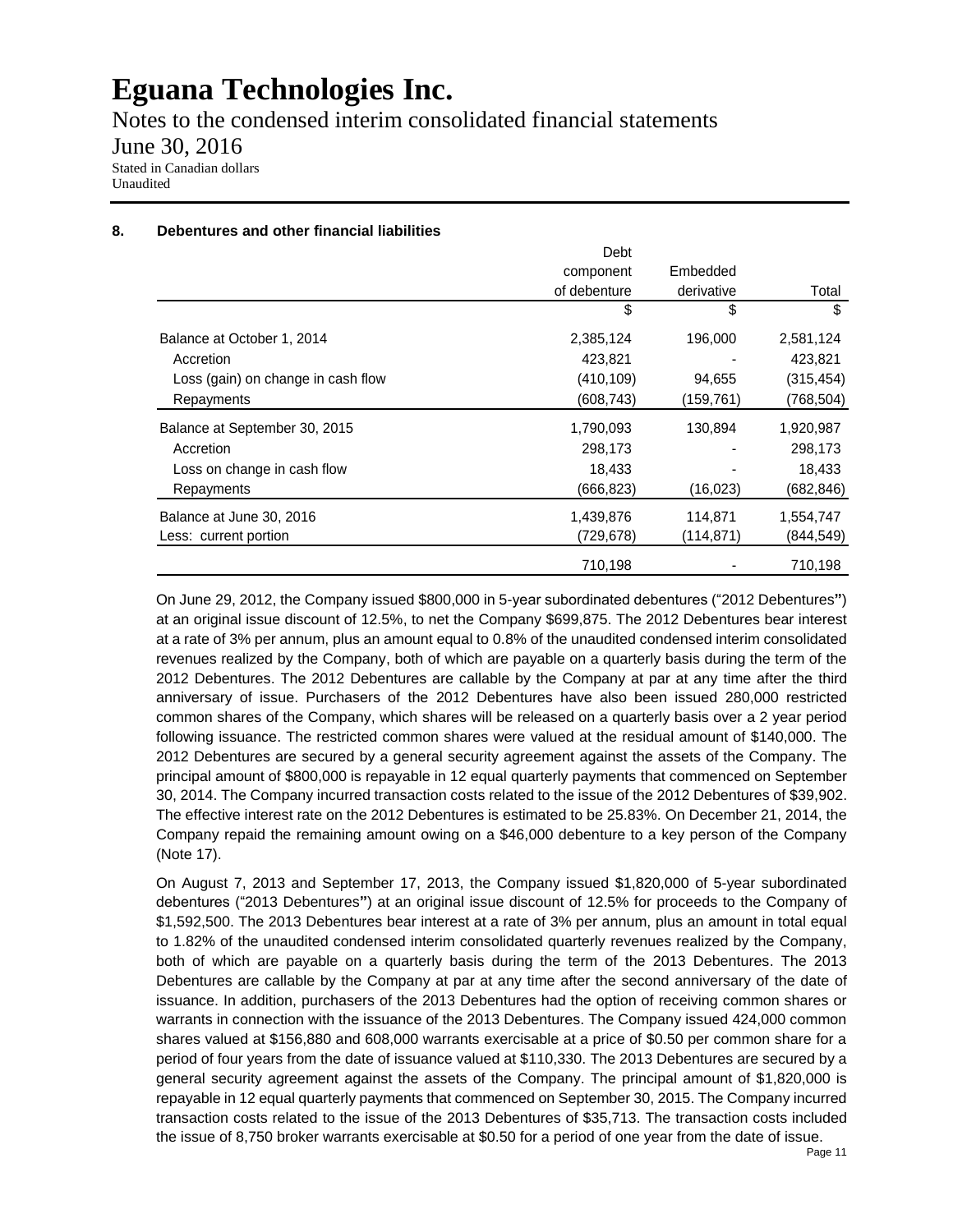## 8. Debentures and other financial liabilities

| | Debt component of debenture | Embedded derivative | Total |
|---|---|---|---|
| | $ | $ | $ |
| Balance at October 1, 2014 | 2,385,124 | 196,000 | 2,581,124 |
| Accretion | 423,821 | - | 423,821 |
| Loss (gain) on change in cash flow | (410,109) | 94,655 | (315,454) |
| Repayments | (608,743) | (159,761) | (768,504) |
| Balance at September 30, 2015 | 1,790,093 | 130,894 | 1,920,987 |
| Accretion | 298,173 | - | 298,173 |
| Loss on change in cash flow | 18,433 | - | 18,433 |
| Repayments | (666,823) | (16,023) | (682,846) |
| Balance at June 30, 2016 | 1,439,876 | 114,871 | 1,554,747 |
| Less: current portion | (729,678) | (114,871) | (844,549) |
| | 710,198 | - | 710,198 |

On June 29, 2012, the Company issued $800,000 in 5-year subordinated debentures ("2012 Debentures") at an original issue discount of 12.5%, to net the Company $699,875. The 2012 Debentures bear interest at a rate of 3% per annum, plus an amount equal to 0.8% of the unaudited condensed interim consolidated revenues realized by the Company, both of which are payable on a quarterly basis during the term of the 2012 Debentures. The 2012 Debentures are callable by the Company at par at any time after the third anniversary of issue. Purchasers of the 2012 Debentures have also been issued 280,000 restricted common shares of the Company, which shares will be released on a quarterly basis over a 2 year period following issuance. The restricted common shares were valued at the residual amount of $140,000. The 2012 Debentures are secured by a general security agreement against the assets of the Company. The principal amount of $800,000 is repayable in 12 equal quarterly payments that commenced on September 30, 2014. The Company incurred transaction costs related to the issue of the 2012 Debentures of $39,902. The effective interest rate on the 2012 Debentures is estimated to be 25.83%. On December 21, 2014, the Company repaid the remaining amount owing on a $46,000 debenture to a key person of the Company (Note 17).

On August 7, 2013 and September 17, 2013, the Company issued $1,820,000 of 5-year subordinated debentures ("2013 Debentures") at an original issue discount of 12.5% for proceeds to the Company of $1,592,500. The 2013 Debentures bear interest at a rate of 3% per annum, plus an amount in total equal to 1.82% of the unaudited condensed interim consolidated quarterly revenues realized by the Company, both of which are payable on a quarterly basis during the term of the 2013 Debentures. The 2013 Debentures are callable by the Company at par at any time after the second anniversary of the date of issuance. In addition, purchasers of the 2013 Debentures had the option of receiving common shares or warrants in connection with the issuance of the 2013 Debentures. The Company issued 424,000 common shares valued at $156,880 and 608,000 warrants exercisable at a price of $0.50 per common share for a period of four years from the date of issuance valued at $110,330. The 2013 Debentures are secured by a general security agreement against the assets of the Company. The principal amount of $1,820,000 is repayable in 12 equal quarterly payments that commenced on September 30, 2015. The Company incurred transaction costs related to the issue of the 2013 Debentures of $35,713. The transaction costs included the issue of 8,750 broker warrants exercisable at $0.50 for a period of one year from the date of issue.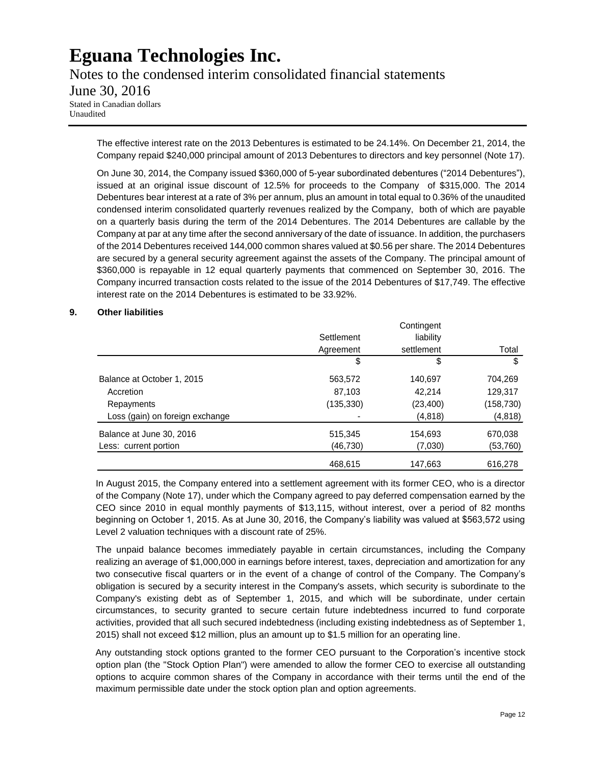The effective interest rate on the 2013 Debentures is estimated to be 24.14%. On December 21, 2014, the Company repaid $240,000 principal amount of 2013 Debentures to directors and key personnel (Note 17).

On June 30, 2014, the Company issued $360,000 of 5-year subordinated debentures ("2014 Debentures"), issued at an original issue discount of 12.5% for proceeds to the Company of $315,000. The 2014 Debentures bear interest at a rate of 3% per annum, plus an amount in total equal to 0.36% of the unaudited condensed interim consolidated quarterly revenues realized by the Company, both of which are payable on a quarterly basis during the term of the 2014 Debentures. The 2014 Debentures are callable by the Company at par at any time after the second anniversary of the date of issuance. In addition, the purchasers of the 2014 Debentures received 144,000 common shares valued at $0.56 per share. The 2014 Debentures are secured by a general security agreement against the assets of the Company. The principal amount of $360,000 is repayable in 12 equal quarterly payments that commenced on September 30, 2016. The Company incurred transaction costs related to the issue of the 2014 Debentures of $17,749. The effective interest rate on the 2014 Debentures is estimated to be 33.92%.

## 9. Other liabilities

| | Settlement Agreement | Contingent liability settlement | Total |
|---|---|---|---|
| | $ | $ | $ |
| Balance at October 1, 2015 | 563,572 | 140,697 | 704,269 |
| Accretion | 87,103 | 42,214 | 129,317 |
| Repayments | (135,330) | (23,400) | (158,730) |
| Loss (gain) on foreign exchange | - | (4,818) | (4,818) |
| Balance at June 30, 2016 | 515,345 | 154,693 | 670,038 |
| Less: current portion | (46,730) | (7,030) | (53,760) |
| | 468,615 | 147,663 | 616,278 |

In August 2015, the Company entered into a settlement agreement with its former CEO, who is a director of the Company (Note 17), under which the Company agreed to pay deferred compensation earned by the CEO since 2010 in equal monthly payments of $13,115, without interest, over a period of 82 months beginning on October 1, 2015. As at June 30, 2016, the Company's liability was valued at $563,572 using Level 2 valuation techniques with a discount rate of 25%.

The unpaid balance becomes immediately payable in certain circumstances, including the Company realizing an average of $1,000,000 in earnings before interest, taxes, depreciation and amortization for any two consecutive fiscal quarters or in the event of a change of control of the Company. The Company's obligation is secured by a security interest in the Company's assets, which security is subordinate to the Company's existing debt as of September 1, 2015, and which will be subordinate, under certain circumstances, to security granted to secure certain future indebtedness incurred to fund corporate activities, provided that all such secured indebtedness (including existing indebtedness as of September 1, 2015) shall not exceed $12 million, plus an amount up to $1.5 million for an operating line.

Any outstanding stock options granted to the former CEO pursuant to the Corporation's incentive stock option plan (the "Stock Option Plan") were amended to allow the former CEO to exercise all outstanding options to acquire common shares of the Company in accordance with their terms until the end of the maximum permissible date under the stock option plan and option agreements.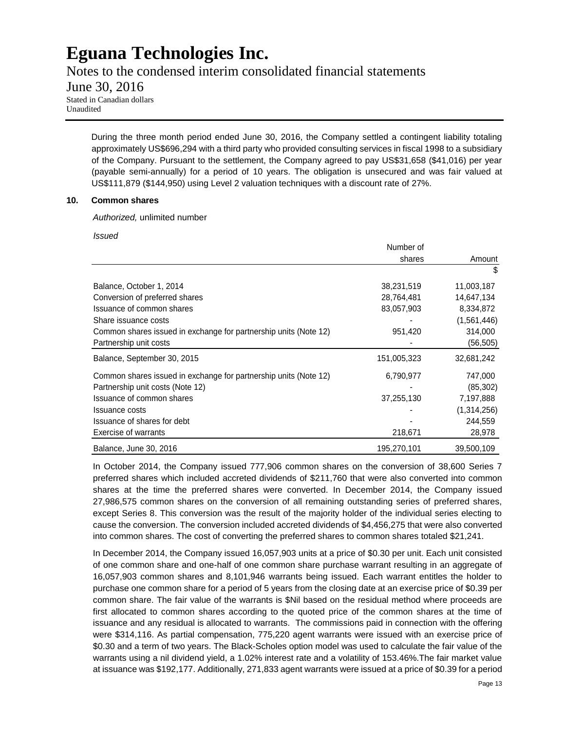During the three month period ended June 30, 2016, the Company settled a contingent liability totaling approximately US$696,294 with a third party who provided consulting services in fiscal 1998 to a subsidiary of the Company. Pursuant to the settlement, the Company agreed to pay US$31,658 ($41,016) per year (payable semi-annually) for a period of 10 years. The obligation is unsecured and was fair valued at US$111,879 ($144,950) using Level 2 valuation techniques with a discount rate of 27%.

## 10. Common shares

*Authorized,* unlimited number

*Issued*

| | Number of shares | Amount |
|---|---|---|
| | | $ |
| Balance, October 1, 2014 | 38,231,519 | 11,003,187 |
| Conversion of preferred shares | 28,764,481 | 14,647,134 |
| Issuance of common shares | 83,057,903 | 8,334,872 |
| Share issuance costs | - | (1,561,446) |
| Common shares issued in exchange for partnership units (Note 12) | 951,420 | 314,000 |
| Partnership unit costs | - | (56,505) |
| Balance, September 30, 2015 | 151,005,323 | 32,681,242 |
| Common shares issued in exchange for partnership units (Note 12) | 6,790,977 | 747,000 |
| Partnership unit costs (Note 12) | - | (85,302) |
| Issuance of common shares | 37,255,130 | 7,197,888 |
| Issuance costs | - | (1,314,256) |
| Issuance of shares for debt | - | 244,559 |
| Exercise of warrants | 218,671 | 28,978 |
| Balance, June 30, 2016 | 195,270,101 | 39,500,109 |

In October 2014, the Company issued 777,906 common shares on the conversion of 38,600 Series 7 preferred shares which included accreted dividends of $211,760 that were also converted into common shares at the time the preferred shares were converted. In December 2014, the Company issued 27,986,575 common shares on the conversion of all remaining outstanding series of preferred shares, except Series 8. This conversion was the result of the majority holder of the individual series electing to cause the conversion. The conversion included accreted dividends of $4,456,275 that were also converted into common shares. The cost of converting the preferred shares to common shares totaled $21,241.

In December 2014, the Company issued 16,057,903 units at a price of $0.30 per unit. Each unit consisted of one common share and one-half of one common share purchase warrant resulting in an aggregate of 16,057,903 common shares and 8,101,946 warrants being issued. Each warrant entitles the holder to purchase one common share for a period of 5 years from the closing date at an exercise price of $0.39 per common share. The fair value of the warrants is $Nil based on the residual method where proceeds are first allocated to common shares according to the quoted price of the common shares at the time of issuance and any residual is allocated to warrants. The commissions paid in connection with the offering were $314,116. As partial compensation, 775,220 agent warrants were issued with an exercise price of $0.30 and a term of two years. The Black-Scholes option model was used to calculate the fair value of the warrants using a nil dividend yield, a 1.02% interest rate and a volatility of 153.46%.The fair market value at issuance was $192,177. Additionally, 271,833 agent warrants were issued at a price of $0.39 for a period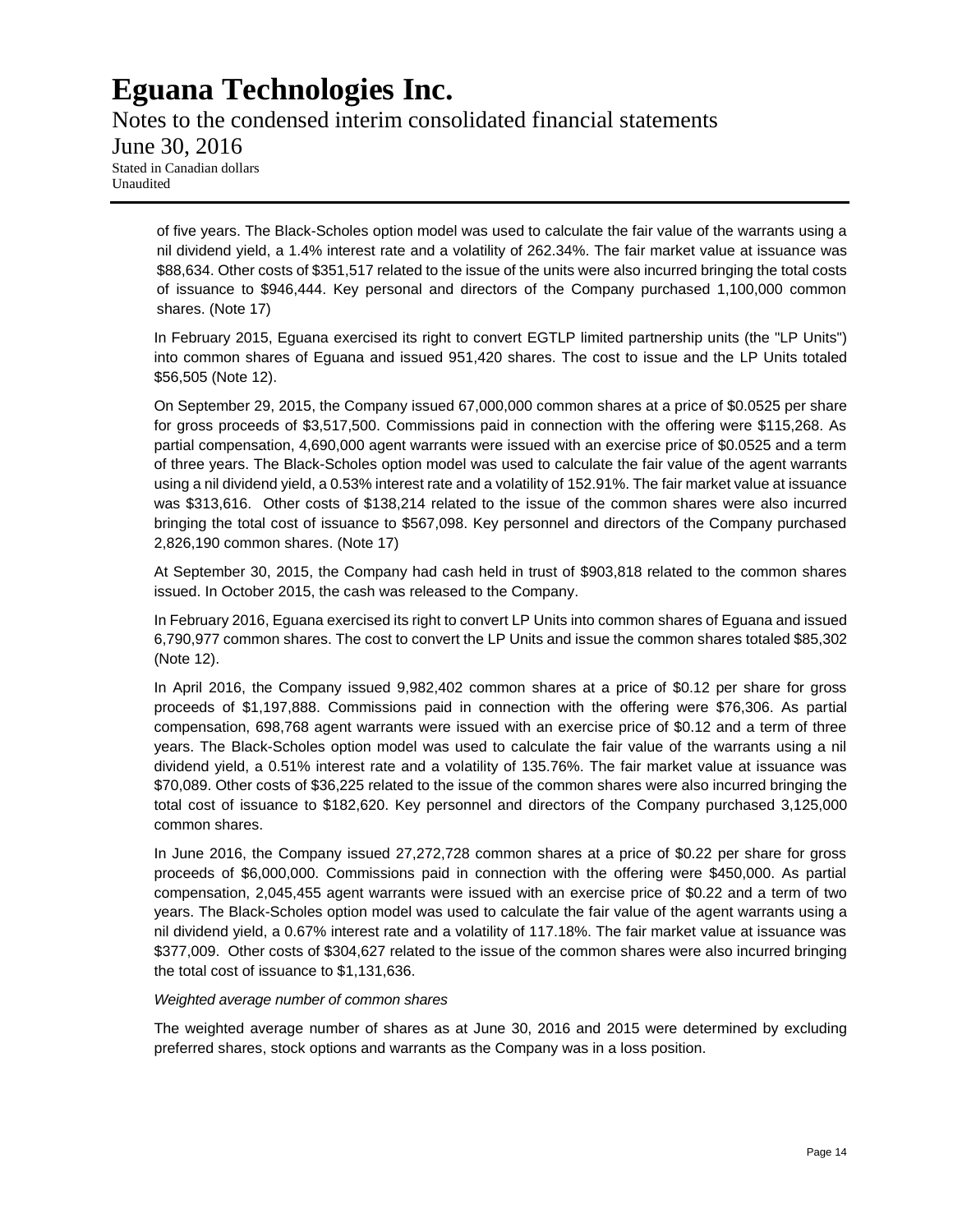of five years. The Black-Scholes option model was used to calculate the fair value of the warrants using a nil dividend yield, a 1.4% interest rate and a volatility of 262.34%. The fair market value at issuance was $88,634. Other costs of $351,517 related to the issue of the units were also incurred bringing the total costs of issuance to $946,444. Key personal and directors of the Company purchased 1,100,000 common shares. (Note 17)

In February 2015, Eguana exercised its right to convert EGTLP limited partnership units (the "LP Units") into common shares of Eguana and issued 951,420 shares. The cost to issue and the LP Units totaled $56,505 (Note 12).

On September 29, 2015, the Company issued 67,000,000 common shares at a price of $0.0525 per share for gross proceeds of $3,517,500. Commissions paid in connection with the offering were $115,268. As partial compensation, 4,690,000 agent warrants were issued with an exercise price of $0.0525 and a term of three years. The Black-Scholes option model was used to calculate the fair value of the agent warrants using a nil dividend yield, a 0.53% interest rate and a volatility of 152.91%. The fair market value at issuance was $313,616. Other costs of $138,214 related to the issue of the common shares were also incurred bringing the total cost of issuance to $567,098. Key personnel and directors of the Company purchased 2,826,190 common shares. (Note 17)

At September 30, 2015, the Company had cash held in trust of $903,818 related to the common shares issued. In October 2015, the cash was released to the Company.

In February 2016, Eguana exercised its right to convert LP Units into common shares of Eguana and issued 6,790,977 common shares. The cost to convert the LP Units and issue the common shares totaled $85,302 (Note 12).

In April 2016, the Company issued 9,982,402 common shares at a price of $0.12 per share for gross proceeds of $1,197,888. Commissions paid in connection with the offering were $76,306. As partial compensation, 698,768 agent warrants were issued with an exercise price of $0.12 and a term of three years. The Black-Scholes option model was used to calculate the fair value of the warrants using a nil dividend yield, a 0.51% interest rate and a volatility of 135.76%. The fair market value at issuance was $70,089. Other costs of $36,225 related to the issue of the common shares were also incurred bringing the total cost of issuance to $182,620. Key personnel and directors of the Company purchased 3,125,000 common shares.

In June 2016, the Company issued 27,272,728 common shares at a price of $0.22 per share for gross proceeds of $6,000,000. Commissions paid in connection with the offering were $450,000. As partial compensation, 2,045,455 agent warrants were issued with an exercise price of $0.22 and a term of two years. The Black-Scholes option model was used to calculate the fair value of the agent warrants using a nil dividend yield, a 0.67% interest rate and a volatility of 117.18%. The fair market value at issuance was $377,009. Other costs of $304,627 related to the issue of the common shares were also incurred bringing the total cost of issuance to $1,131,636.

*Weighted average number of common shares*

The weighted average number of shares as at June 30, 2016 and 2015 were determined by excluding preferred shares, stock options and warrants as the Company was in a loss position.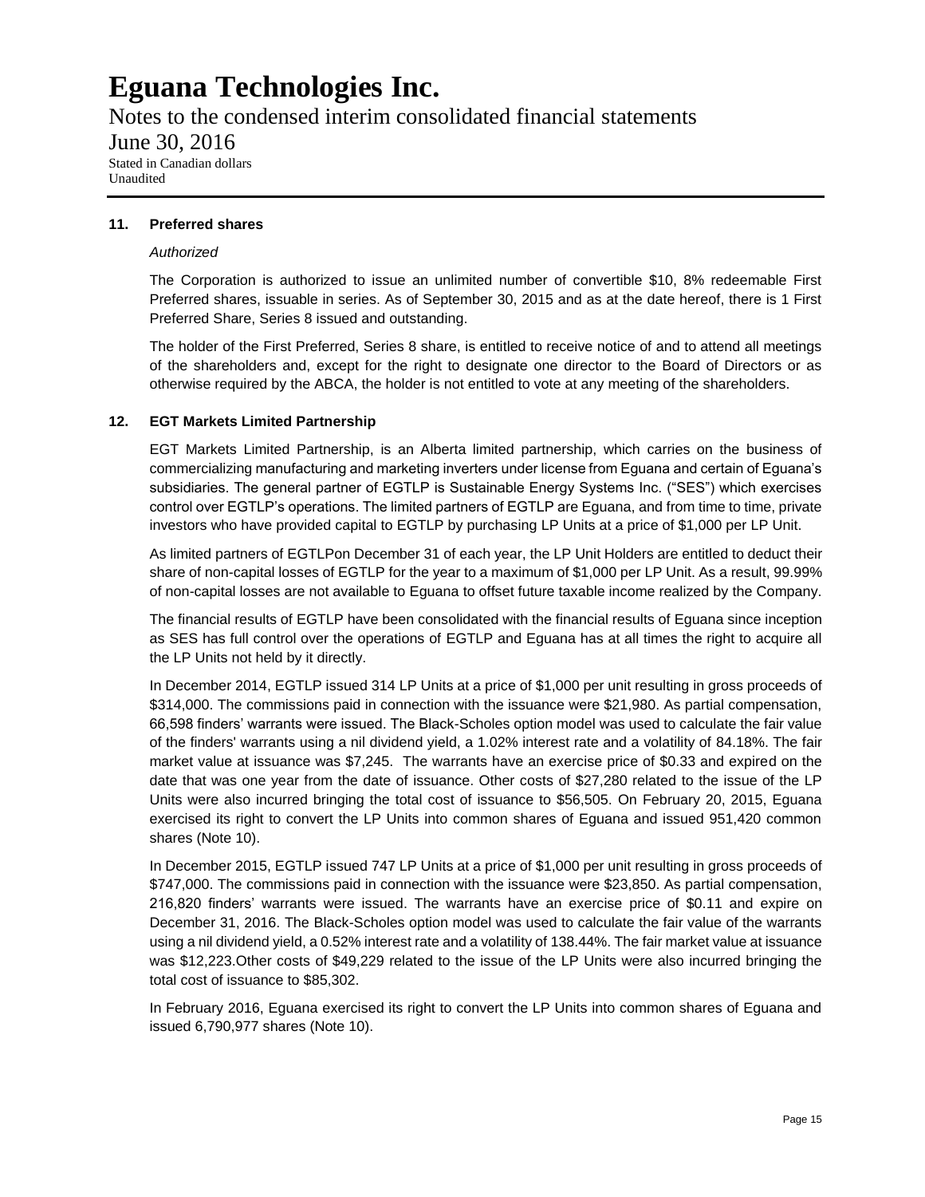## 11. Preferred shares

*Authorized*

The Corporation is authorized to issue an unlimited number of convertible $10, 8% redeemable First Preferred shares, issuable in series. As of September 30, 2015 and as at the date hereof, there is 1 First Preferred Share, Series 8 issued and outstanding.

The holder of the First Preferred, Series 8 share, is entitled to receive notice of and to attend all meetings of the shareholders and, except for the right to designate one director to the Board of Directors or as otherwise required by the ABCA, the holder is not entitled to vote at any meeting of the shareholders.

## 12. EGT Markets Limited Partnership

EGT Markets Limited Partnership, is an Alberta limited partnership, which carries on the business of commercializing manufacturing and marketing inverters under license from Eguana and certain of Eguana's subsidiaries. The general partner of EGTLP is Sustainable Energy Systems Inc. ("SES") which exercises control over EGTLP's operations. The limited partners of EGTLP are Eguana, and from time to time, private investors who have provided capital to EGTLP by purchasing LP Units at a price of $1,000 per LP Unit.

As limited partners of EGTLPon December 31 of each year, the LP Unit Holders are entitled to deduct their share of non-capital losses of EGTLP for the year to a maximum of $1,000 per LP Unit. As a result, 99.99% of non-capital losses are not available to Eguana to offset future taxable income realized by the Company.

The financial results of EGTLP have been consolidated with the financial results of Eguana since inception as SES has full control over the operations of EGTLP and Eguana has at all times the right to acquire all the LP Units not held by it directly.

In December 2014, EGTLP issued 314 LP Units at a price of $1,000 per unit resulting in gross proceeds of $314,000. The commissions paid in connection with the issuance were $21,980. As partial compensation, 66,598 finders' warrants were issued. The Black-Scholes option model was used to calculate the fair value of the finders' warrants using a nil dividend yield, a 1.02% interest rate and a volatility of 84.18%. The fair market value at issuance was $7,245. The warrants have an exercise price of $0.33 and expired on the date that was one year from the date of issuance. Other costs of $27,280 related to the issue of the LP Units were also incurred bringing the total cost of issuance to $56,505. On February 20, 2015, Eguana exercised its right to convert the LP Units into common shares of Eguana and issued 951,420 common shares (Note 10).

In December 2015, EGTLP issued 747 LP Units at a price of $1,000 per unit resulting in gross proceeds of $747,000. The commissions paid in connection with the issuance were $23,850. As partial compensation, 216,820 finders' warrants were issued. The warrants have an exercise price of $0.11 and expire on December 31, 2016. The Black-Scholes option model was used to calculate the fair value of the warrants using a nil dividend yield, a 0.52% interest rate and a volatility of 138.44%. The fair market value at issuance was $12,223.Other costs of $49,229 related to the issue of the LP Units were also incurred bringing the total cost of issuance to $85,302.

In February 2016, Eguana exercised its right to convert the LP Units into common shares of Eguana and issued 6,790,977 shares (Note 10).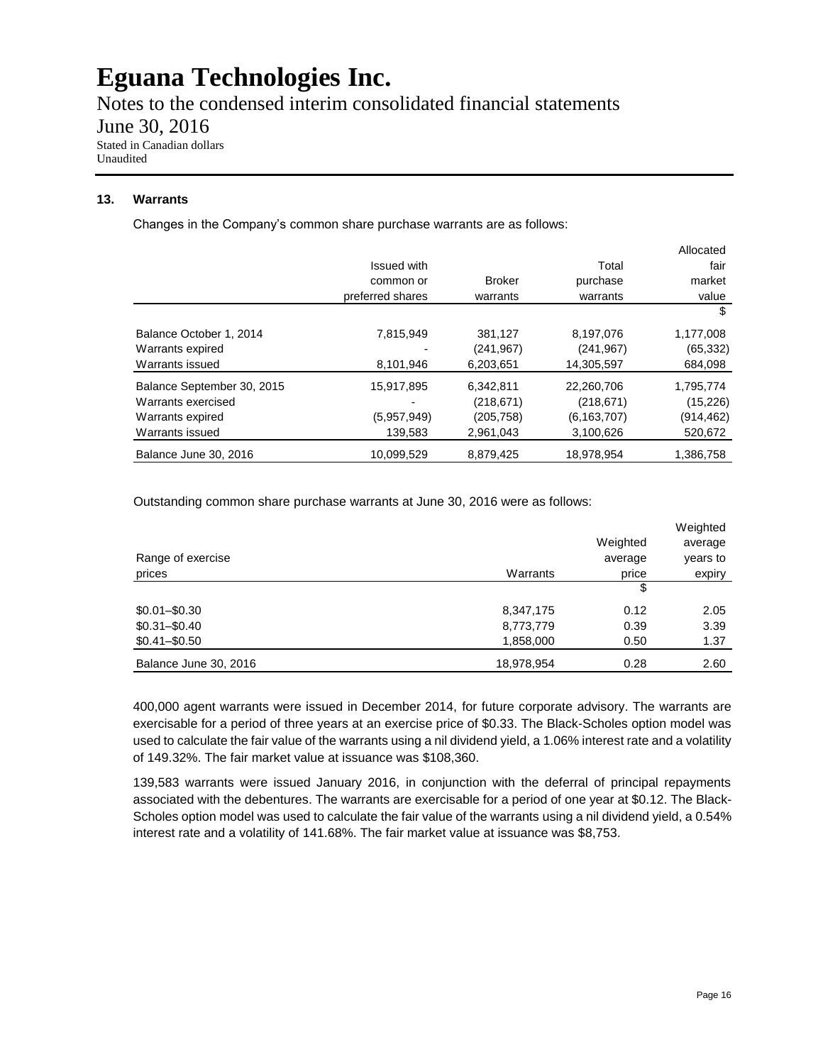# Eguana Technologies Inc.

Notes to the condensed interim consolidated financial statements

June 30, 2016

Stated in Canadian dollars
Unaudited

### 13. Warrants

Changes in the Company's common share purchase warrants are as follows:

| | Issued with common or preferred shares | Broker warrants | Total purchase warrants | Allocated fair market value |
|---|---|---|---|---|
| | | | | $ |
| Balance October 1, 2014 | 7,815,949 | 381,127 | 8,197,076 | 1,177,008 |
| Warrants expired | - | (241,967) | (241,967) | (65,332) |
| Warrants issued | 8,101,946 | 6,203,651 | 14,305,597 | 684,098 |
| Balance September 30, 2015 | 15,917,895 | 6,342,811 | 22,260,706 | 1,795,774 |
| Warrants exercised | - | (218,671) | (218,671) | (15,226) |
| Warrants expired | (5,957,949) | (205,758) | (6,163,707) | (914,462) |
| Warrants issued | 139,583 | 2,961,043 | 3,100,626 | 520,672 |
| Balance June 30, 2016 | 10,099,529 | 8,879,425 | 18,978,954 | 1,386,758 |

Outstanding common share purchase warrants at June 30, 2016 were as follows:

| Range of exercise prices | Warrants | Weighted average price | Weighted average years to expiry |
|---|---|---|---|
| | | $ | |
| $0.01–$0.30 | 8,347,175 | 0.12 | 2.05 |
| $0.31–$0.40 | 8,773,779 | 0.39 | 3.39 |
| $0.41–$0.50 | 1,858,000 | 0.50 | 1.37 |
| Balance June 30, 2016 | 18,978,954 | 0.28 | 2.60 |

400,000 agent warrants were issued in December 2014, for future corporate advisory. The warrants are exercisable for a period of three years at an exercise price of $0.33. The Black-Scholes option model was used to calculate the fair value of the warrants using a nil dividend yield, a 1.06% interest rate and a volatility of 149.32%. The fair market value at issuance was $108,360.

139,583 warrants were issued January 2016, in conjunction with the deferral of principal repayments associated with the debentures. The warrants are exercisable for a period of one year at $0.12. The Black-Scholes option model was used to calculate the fair value of the warrants using a nil dividend yield, a 0.54% interest rate and a volatility of 141.68%. The fair market value at issuance was $8,753.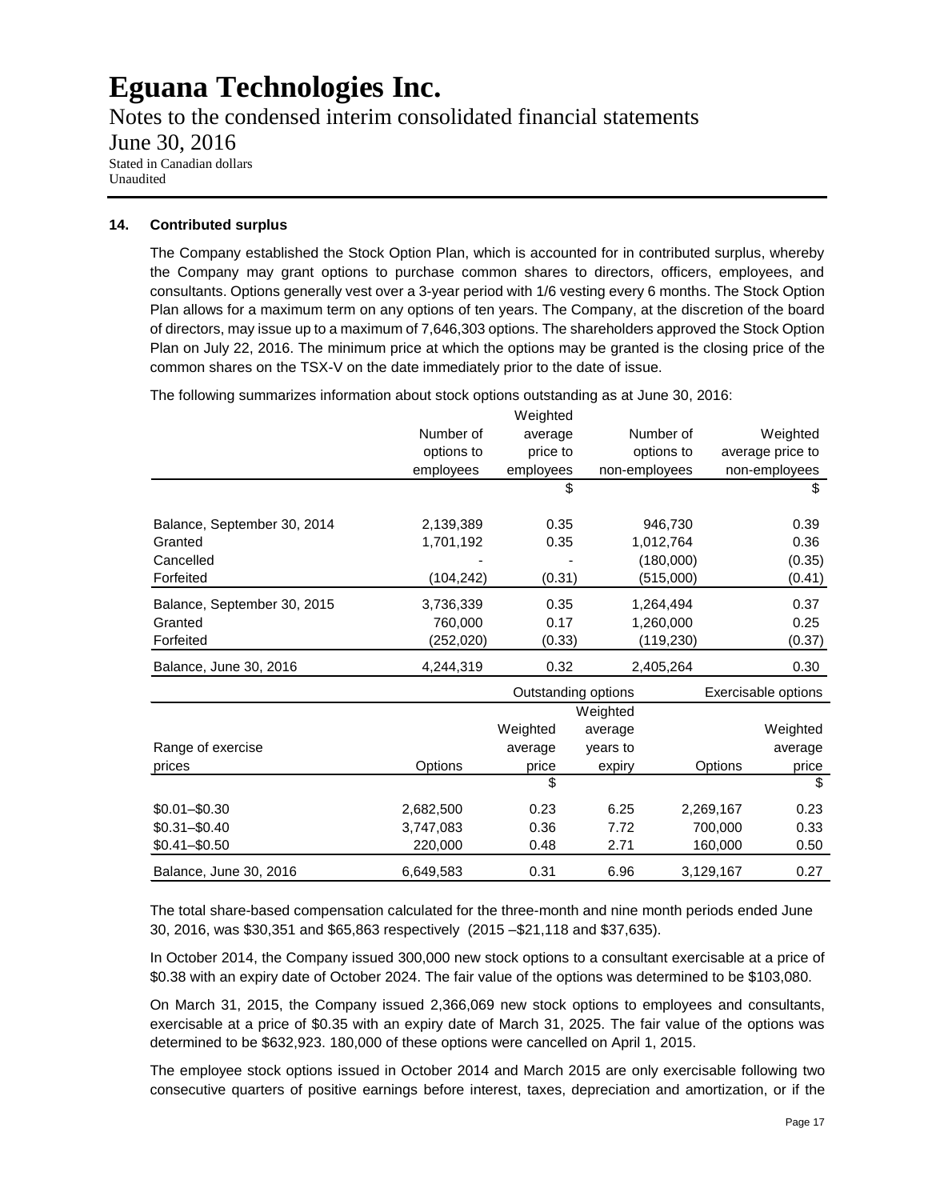### 14. Contributed surplus

The Company established the Stock Option Plan, which is accounted for in contributed surplus, whereby the Company may grant options to purchase common shares to directors, officers, employees, and consultants. Options generally vest over a 3-year period with 1/6 vesting every 6 months. The Stock Option Plan allows for a maximum term on any options of ten years. The Company, at the discretion of the board of directors, may issue up to a maximum of 7,646,303 options. The shareholders approved the Stock Option Plan on July 22, 2016. The minimum price at which the options may be granted is the closing price of the common shares on the TSX-V on the date immediately prior to the date of issue.

The following summarizes information about stock options outstanding as at June 30, 2016:

| | Number of options to employees | Weighted average price to employees | Number of options to non-employees | Weighted average price to non-employees |
|---|---|---|---|---|
| | | $ | | $ |
| Balance, September 30, 2014 | 2,139,389 | 0.35 | 946,730 | 0.39 |
| Granted | 1,701,192 | 0.35 | 1,012,764 | 0.36 |
| Cancelled | - | - | (180,000) | (0.35) |
| Forfeited | (104,242) | (0.31) | (515,000) | (0.41) |
| Balance, September 30, 2015 | 3,736,339 | 0.35 | 1,264,494 | 0.37 |
| Granted | 760,000 | 0.17 | 1,260,000 | 0.25 |
| Forfeited | (252,020) | (0.33) | (119,230) | (0.37) |
| Balance, June 30, 2016 | 4,244,319 | 0.32 | 2,405,264 | 0.30 |

| | Outstanding options | | | Exercisable options | |
|---|---|---|---|---|---|
| Range of exercise prices | Options | Weighted average price | Weighted average years to expiry | Options | Weighted average price |
| | | $ | | | $ |
| \$0.01–\$0.30 | 2,682,500 | 0.23 | 6.25 | 2,269,167 | 0.23 |
| \$0.31–\$0.40 | 3,747,083 | 0.36 | 7.72 | 700,000 | 0.33 |
| \$0.41–\$0.50 | 220,000 | 0.48 | 2.71 | 160,000 | 0.50 |
| Balance, June 30, 2016 | 6,649,583 | 0.31 | 6.96 | 3,129,167 | 0.27 |

The total share-based compensation calculated for the three-month and nine month periods ended June 30, 2016, was \$30,351 and \$65,863 respectively (2015 –\$21,118 and \$37,635).

In October 2014, the Company issued 300,000 new stock options to a consultant exercisable at a price of \$0.38 with an expiry date of October 2024. The fair value of the options was determined to be \$103,080.

On March 31, 2015, the Company issued 2,366,069 new stock options to employees and consultants, exercisable at a price of \$0.35 with an expiry date of March 31, 2025. The fair value of the options was determined to be \$632,923. 180,000 of these options were cancelled on April 1, 2015.

The employee stock options issued in October 2014 and March 2015 are only exercisable following two consecutive quarters of positive earnings before interest, taxes, depreciation and amortization, or if the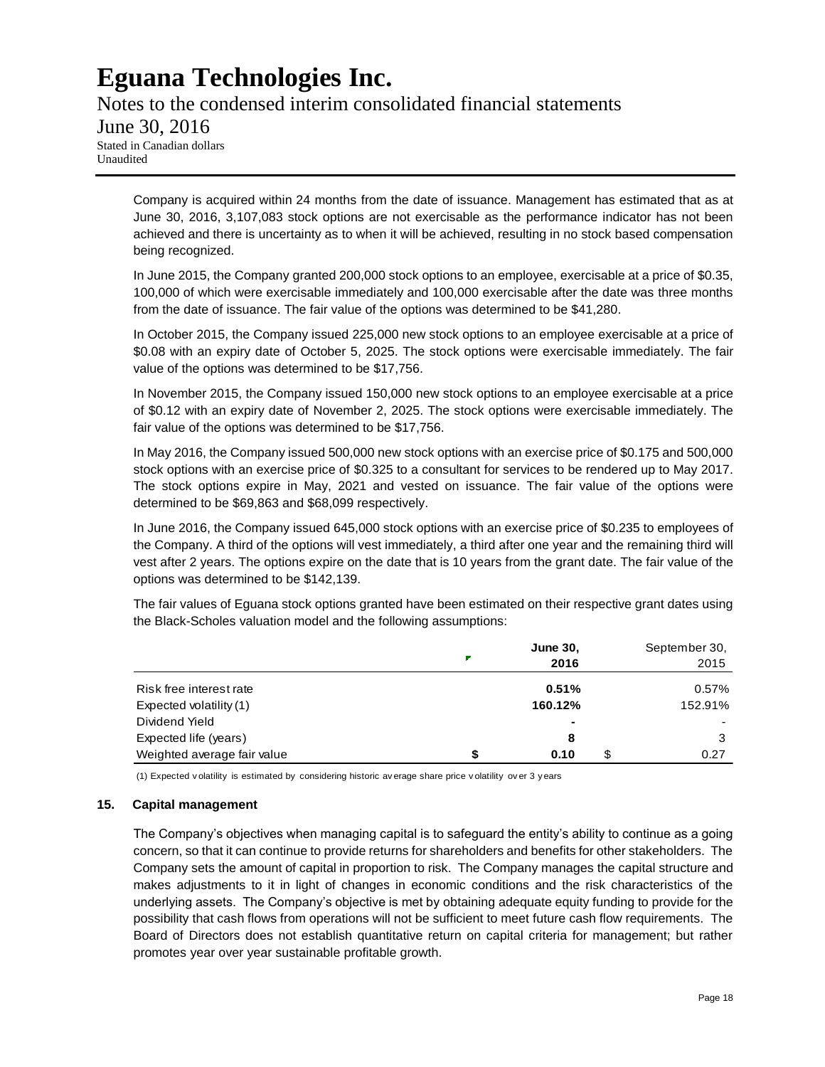Company is acquired within 24 months from the date of issuance. Management has estimated that as at June 30, 2016, 3,107,083 stock options are not exercisable as the performance indicator has not been achieved and there is uncertainty as to when it will be achieved, resulting in no stock based compensation being recognized.

In June 2015, the Company granted 200,000 stock options to an employee, exercisable at a price of $0.35, 100,000 of which were exercisable immediately and 100,000 exercisable after the date was three months from the date of issuance. The fair value of the options was determined to be $41,280.

In October 2015, the Company issued 225,000 new stock options to an employee exercisable at a price of $0.08 with an expiry date of October 5, 2025. The stock options were exercisable immediately. The fair value of the options was determined to be $17,756.

In November 2015, the Company issued 150,000 new stock options to an employee exercisable at a price of $0.12 with an expiry date of November 2, 2025. The stock options were exercisable immediately. The fair value of the options was determined to be $17,756.

In May 2016, the Company issued 500,000 new stock options with an exercise price of $0.175 and 500,000 stock options with an exercise price of $0.325 to a consultant for services to be rendered up to May 2017. The stock options expire in May, 2021 and vested on issuance. The fair value of the options were determined to be $69,863 and $68,099 respectively.

In June 2016, the Company issued 645,000 stock options with an exercise price of $0.235 to employees of the Company. A third of the options will vest immediately, a third after one year and the remaining third will vest after 2 years. The options expire on the date that is 10 years from the grant date. The fair value of the options was determined to be $142,139.

The fair values of Eguana stock options granted have been estimated on their respective grant dates using the Black-Scholes valuation model and the following assumptions:

| | **June 30, 2016** | September 30, 2015 |
|---|---|---|
| Risk free interest rate | **0.51%** | 0.57% |
| Expected volatility (1) | **160.12%** | 152.91% |
| Dividend Yield | **-** | - |
| Expected life (years) | **8** | 3 |
| Weighted average fair value | **$ 0.10** | $ 0.27 |

(1) Expected volatility is estimated by considering historic average share price volatility over 3 years

## 15. Capital management

The Company's objectives when managing capital is to safeguard the entity's ability to continue as a going concern, so that it can continue to provide returns for shareholders and benefits for other stakeholders. The Company sets the amount of capital in proportion to risk. The Company manages the capital structure and makes adjustments to it in light of changes in economic conditions and the risk characteristics of the underlying assets. The Company's objective is met by obtaining adequate equity funding to provide for the possibility that cash flows from operations will not be sufficient to meet future cash flow requirements. The Board of Directors does not establish quantitative return on capital criteria for management; but rather promotes year over year sustainable profitable growth.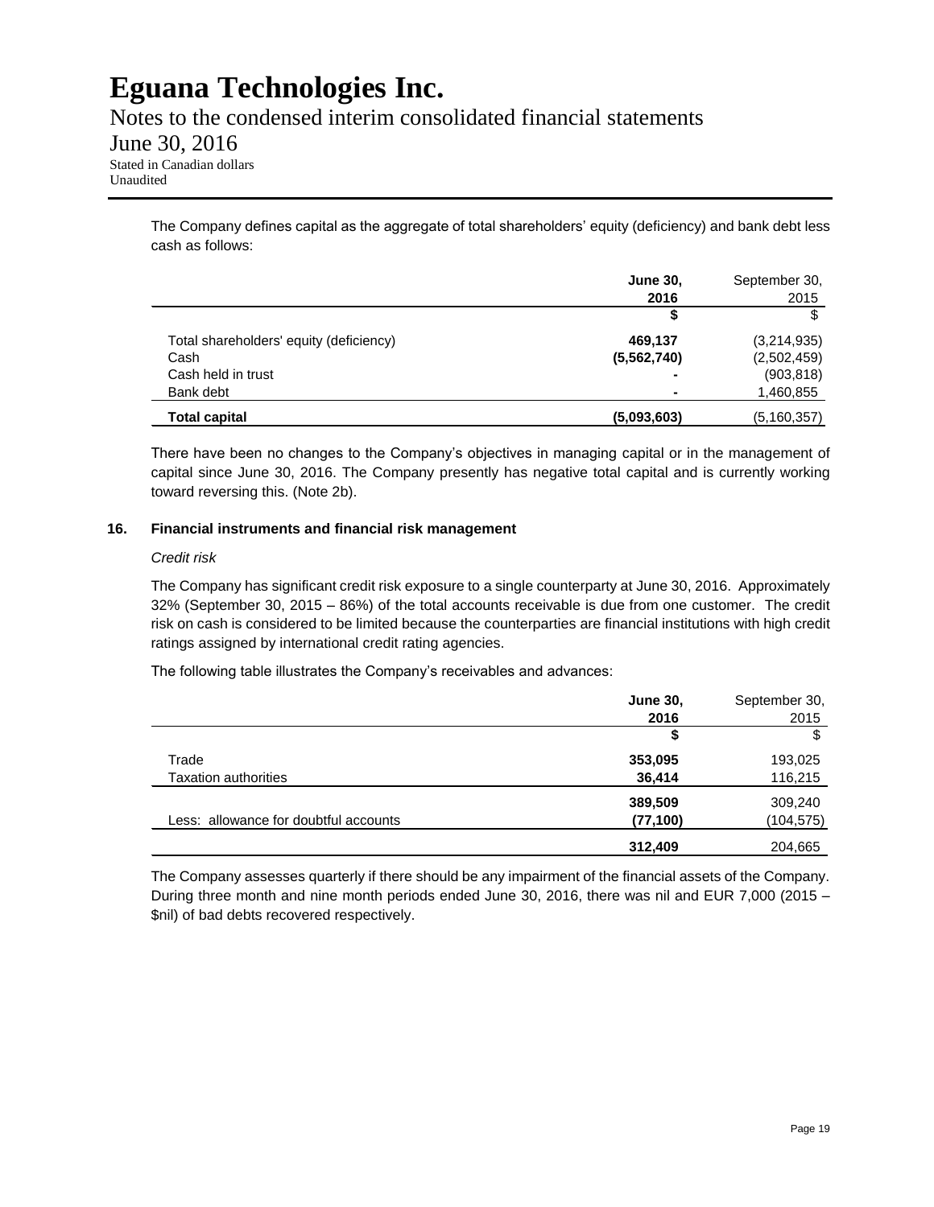The Company defines capital as the aggregate of total shareholders' equity (deficiency) and bank debt less cash as follows:

| | **June 30, 2016** | September 30, 2015 |
|---|---|---|
| | **$** | $ |
| Total shareholders' equity (deficiency) | **469,137** | (3,214,935) |
| Cash | **(5,562,740)** | (2,502,459) |
| Cash held in trust | **-** | (903,818) |
| Bank debt | **-** | 1,460,855 |
| **Total capital** | **(5,093,603)** | (5,160,357) |

There have been no changes to the Company's objectives in managing capital or in the management of capital since June 30, 2016. The Company presently has negative total capital and is currently working toward reversing this. (Note 2b).

### 16. Financial instruments and financial risk management

*Credit risk*

The Company has significant credit risk exposure to a single counterparty at June 30, 2016. Approximately 32% (September 30, 2015 – 86%) of the total accounts receivable is due from one customer. The credit risk on cash is considered to be limited because the counterparties are financial institutions with high credit ratings assigned by international credit rating agencies.

The following table illustrates the Company's receivables and advances:

| | **June 30, 2016** | September 30, 2015 |
|---|---|---|
| | **$** | $ |
| Trade | **353,095** | 193,025 |
| Taxation authorities | **36,414** | 116,215 |
| | **389,509** | 309,240 |
| Less: allowance for doubtful accounts | **(77,100)** | (104,575) |
| | **312,409** | 204,665 |

The Company assesses quarterly if there should be any impairment of the financial assets of the Company. During three month and nine month periods ended June 30, 2016, there was nil and EUR 7,000 (2015 – $nil) of bad debts recovered respectively.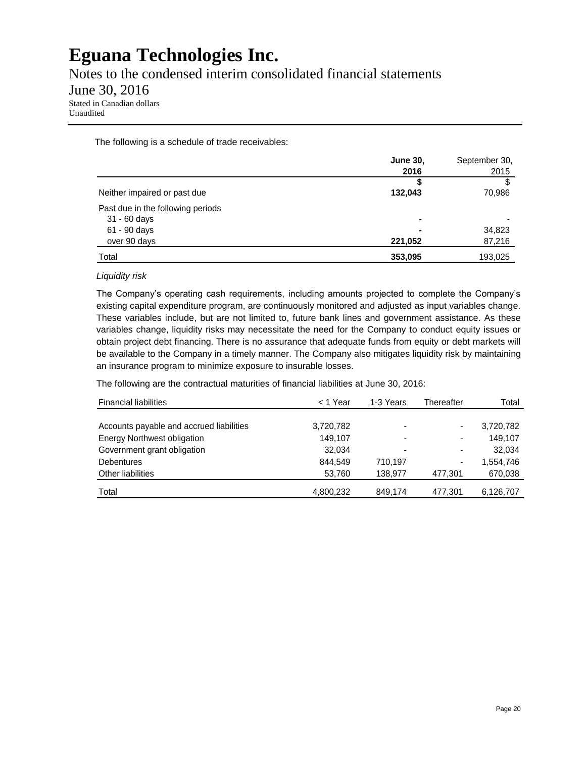The following is a schedule of trade receivables:

| | **June 30, 2016** | September 30, 2015 |
|---|---|---|
| | **$** | $ |
| Neither impaired or past due | **132,043** | 70,986 |
| Past due in the following periods | | |
| 31 - 60 days | **-** | - |
| 61 - 90 days | **-** | 34,823 |
| over 90 days | **221,052** | 87,216 |
| Total | **353,095** | 193,025 |

*Liquidity risk*

The Company's operating cash requirements, including amounts projected to complete the Company's existing capital expenditure program, are continuously monitored and adjusted as input variables change. These variables include, but are not limited to, future bank lines and government assistance. As these variables change, liquidity risks may necessitate the need for the Company to conduct equity issues or obtain project debt financing. There is no assurance that adequate funds from equity or debt markets will be available to the Company in a timely manner. The Company also mitigates liquidity risk by maintaining an insurance program to minimize exposure to insurable losses.

The following are the contractual maturities of financial liabilities at June 30, 2016:

| Financial liabilities | < 1 Year | 1-3 Years | Thereafter | Total |
|---|---|---|---|---|
| Accounts payable and accrued liabilities | 3,720,782 | - | - | 3,720,782 |
| Energy Northwest obligation | 149,107 | - | - | 149,107 |
| Government grant obligation | 32,034 | - | - | 32,034 |
| Debentures | 844,549 | 710,197 | - | 1,554,746 |
| Other liabilities | 53,760 | 138,977 | 477,301 | 670,038 |
| Total | 4,800,232 | 849,174 | 477,301 | 6,126,707 |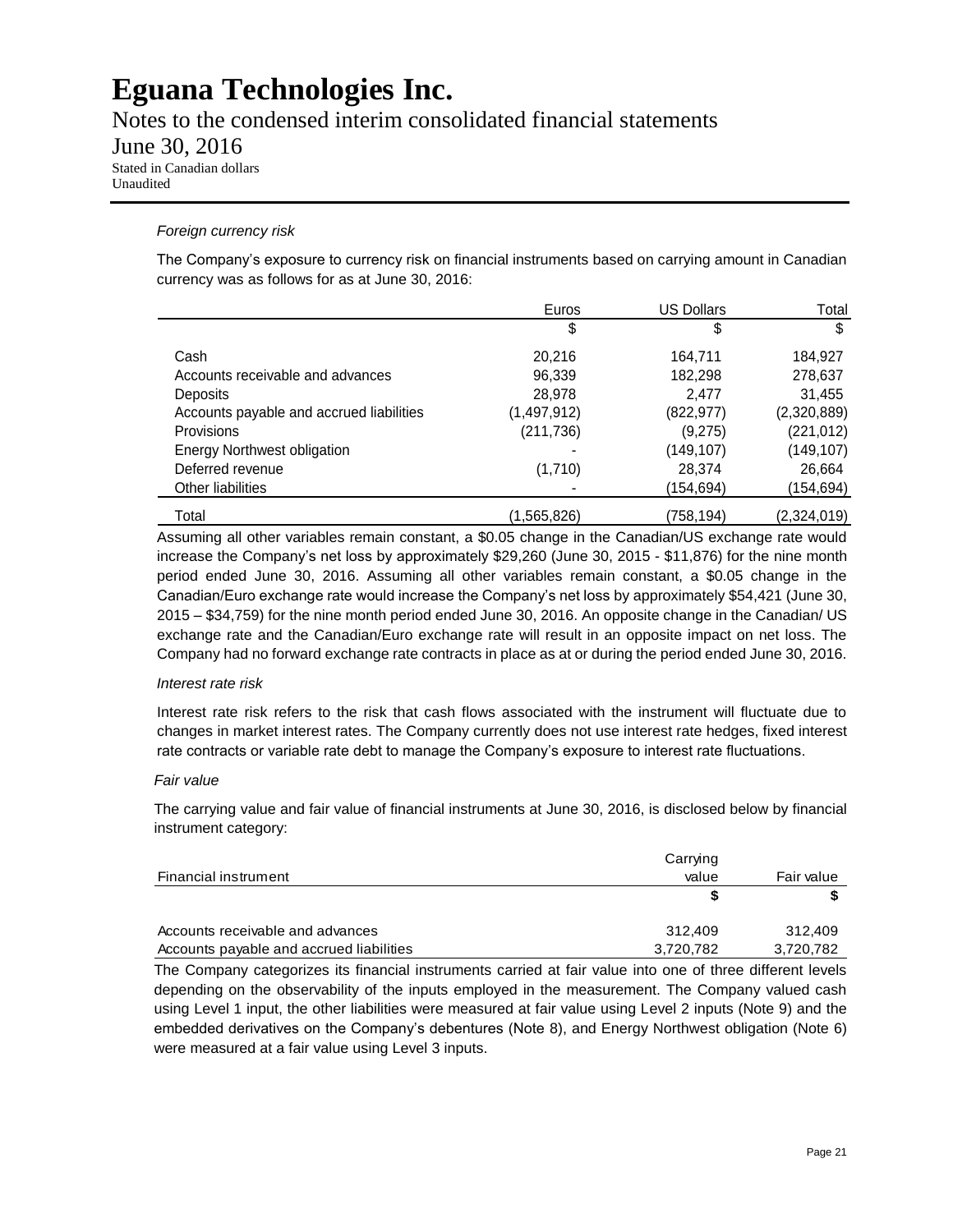*Foreign currency risk*

The Company's exposure to currency risk on financial instruments based on carrying amount in Canadian currency was as follows for as at June 30, 2016:

| | Euros | US Dollars | Total |
|---|---|---|---|
| | $ | $ | $ |
| Cash | 20,216 | 164,711 | 184,927 |
| Accounts receivable and advances | 96,339 | 182,298 | 278,637 |
| Deposits | 28,978 | 2,477 | 31,455 |
| Accounts payable and accrued liabilities | (1,497,912) | (822,977) | (2,320,889) |
| Provisions | (211,736) | (9,275) | (221,012) |
| Energy Northwest obligation | - | (149,107) | (149,107) |
| Deferred revenue | (1,710) | 28,374 | 26,664 |
| Other liabilities | - | (154,694) | (154,694) |
| Total | (1,565,826) | (758,194) | (2,324,019) |

Assuming all other variables remain constant, a $0.05 change in the Canadian/US exchange rate would increase the Company's net loss by approximately $29,260 (June 30, 2015 - $11,876) for the nine month period ended June 30, 2016. Assuming all other variables remain constant, a $0.05 change in the Canadian/Euro exchange rate would increase the Company's net loss by approximately $54,421 (June 30, 2015 – $34,759) for the nine month period ended June 30, 2016. An opposite change in the Canadian/ US exchange rate and the Canadian/Euro exchange rate will result in an opposite impact on net loss. The Company had no forward exchange rate contracts in place as at or during the period ended June 30, 2016.

*Interest rate risk*

Interest rate risk refers to the risk that cash flows associated with the instrument will fluctuate due to changes in market interest rates. The Company currently does not use interest rate hedges, fixed interest rate contracts or variable rate debt to manage the Company's exposure to interest rate fluctuations.

*Fair value*

The carrying value and fair value of financial instruments at June 30, 2016, is disclosed below by financial instrument category:

| Financial instrument | Carrying value | Fair value |
|---|---|---|
| | **$** | **$** |
| Accounts receivable and advances | 312,409 | 312,409 |
| Accounts payable and accrued liabilities | 3,720,782 | 3,720,782 |

The Company categorizes its financial instruments carried at fair value into one of three different levels depending on the observability of the inputs employed in the measurement. The Company valued cash using Level 1 input, the other liabilities were measured at fair value using Level 2 inputs (Note 9) and the embedded derivatives on the Company's debentures (Note 8), and Energy Northwest obligation (Note 6) were measured at a fair value using Level 3 inputs.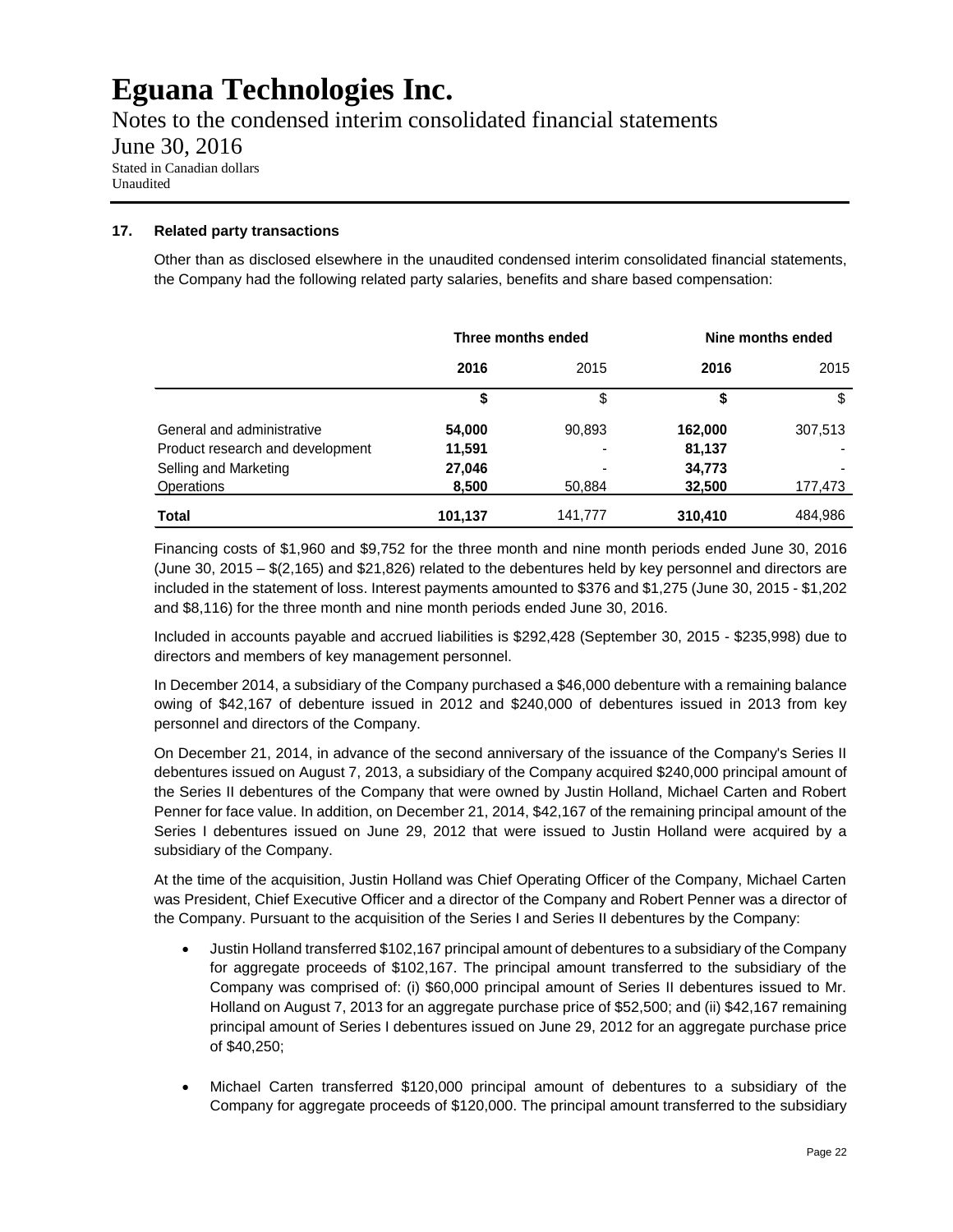### 17. Related party transactions

Other than as disclosed elsewhere in the unaudited condensed interim consolidated financial statements, the Company had the following related party salaries, benefits and share based compensation:

| | Three months ended | | Nine months ended | |
|---|---|---|---|---|
| | **2016** | 2015 | **2016** | 2015 |
| | **$** | $ | **$** | $ |
| General and administrative | **54,000** | 90,893 | **162,000** | 307,513 |
| Product research and development | **11,591** | - | **81,137** | - |
| Selling and Marketing | **27,046** | - | **34,773** | - |
| Operations | **8,500** | 50,884 | **32,500** | 177,473 |
| **Total** | **101,137** | 141,777 | **310,410** | 484,986 |

Financing costs of $1,960 and $9,752 for the three month and nine month periods ended June 30, 2016 (June 30, 2015 – $(2,165) and $21,826) related to the debentures held by key personnel and directors are included in the statement of loss. Interest payments amounted to $376 and $1,275 (June 30, 2015 - $1,202 and $8,116) for the three month and nine month periods ended June 30, 2016.

Included in accounts payable and accrued liabilities is $292,428 (September 30, 2015 - $235,998) due to directors and members of key management personnel.

In December 2014, a subsidiary of the Company purchased a $46,000 debenture with a remaining balance owing of $42,167 of debenture issued in 2012 and $240,000 of debentures issued in 2013 from key personnel and directors of the Company.

On December 21, 2014, in advance of the second anniversary of the issuance of the Company's Series II debentures issued on August 7, 2013, a subsidiary of the Company acquired $240,000 principal amount of the Series II debentures of the Company that were owned by Justin Holland, Michael Carten and Robert Penner for face value. In addition, on December 21, 2014, $42,167 of the remaining principal amount of the Series I debentures issued on June 29, 2012 that were issued to Justin Holland were acquired by a subsidiary of the Company.

At the time of the acquisition, Justin Holland was Chief Operating Officer of the Company, Michael Carten was President, Chief Executive Officer and a director of the Company and Robert Penner was a director of the Company. Pursuant to the acquisition of the Series I and Series II debentures by the Company:

- Justin Holland transferred $102,167 principal amount of debentures to a subsidiary of the Company for aggregate proceeds of $102,167. The principal amount transferred to the subsidiary of the Company was comprised of: (i) $60,000 principal amount of Series II debentures issued to Mr. Holland on August 7, 2013 for an aggregate purchase price of $52,500; and (ii) $42,167 remaining principal amount of Series I debentures issued on June 29, 2012 for an aggregate purchase price of $40,250;

- Michael Carten transferred $120,000 principal amount of debentures to a subsidiary of the Company for aggregate proceeds of $120,000. The principal amount transferred to the subsidiary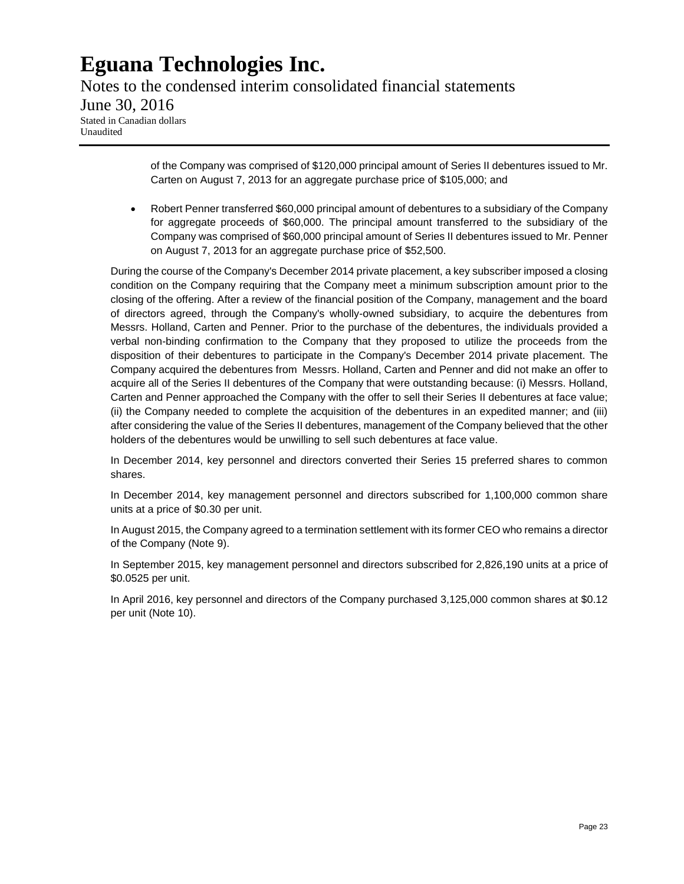of the Company was comprised of $120,000 principal amount of Series II debentures issued to Mr. Carten on August 7, 2013 for an aggregate purchase price of $105,000; and

- Robert Penner transferred $60,000 principal amount of debentures to a subsidiary of the Company for aggregate proceeds of $60,000. The principal amount transferred to the subsidiary of the Company was comprised of $60,000 principal amount of Series II debentures issued to Mr. Penner on August 7, 2013 for an aggregate purchase price of $52,500.

During the course of the Company's December 2014 private placement, a key subscriber imposed a closing condition on the Company requiring that the Company meet a minimum subscription amount prior to the closing of the offering. After a review of the financial position of the Company, management and the board of directors agreed, through the Company's wholly-owned subsidiary, to acquire the debentures from Messrs. Holland, Carten and Penner. Prior to the purchase of the debentures, the individuals provided a verbal non-binding confirmation to the Company that they proposed to utilize the proceeds from the disposition of their debentures to participate in the Company's December 2014 private placement. The Company acquired the debentures from Messrs. Holland, Carten and Penner and did not make an offer to acquire all of the Series II debentures of the Company that were outstanding because: (i) Messrs. Holland, Carten and Penner approached the Company with the offer to sell their Series II debentures at face value; (ii) the Company needed to complete the acquisition of the debentures in an expedited manner; and (iii) after considering the value of the Series II debentures, management of the Company believed that the other holders of the debentures would be unwilling to sell such debentures at face value.

In December 2014, key personnel and directors converted their Series 15 preferred shares to common shares.

In December 2014, key management personnel and directors subscribed for 1,100,000 common share units at a price of $0.30 per unit.

In August 2015, the Company agreed to a termination settlement with its former CEO who remains a director of the Company (Note 9).

In September 2015, key management personnel and directors subscribed for 2,826,190 units at a price of $0.0525 per unit.

In April 2016, key personnel and directors of the Company purchased 3,125,000 common shares at $0.12 per unit (Note 10).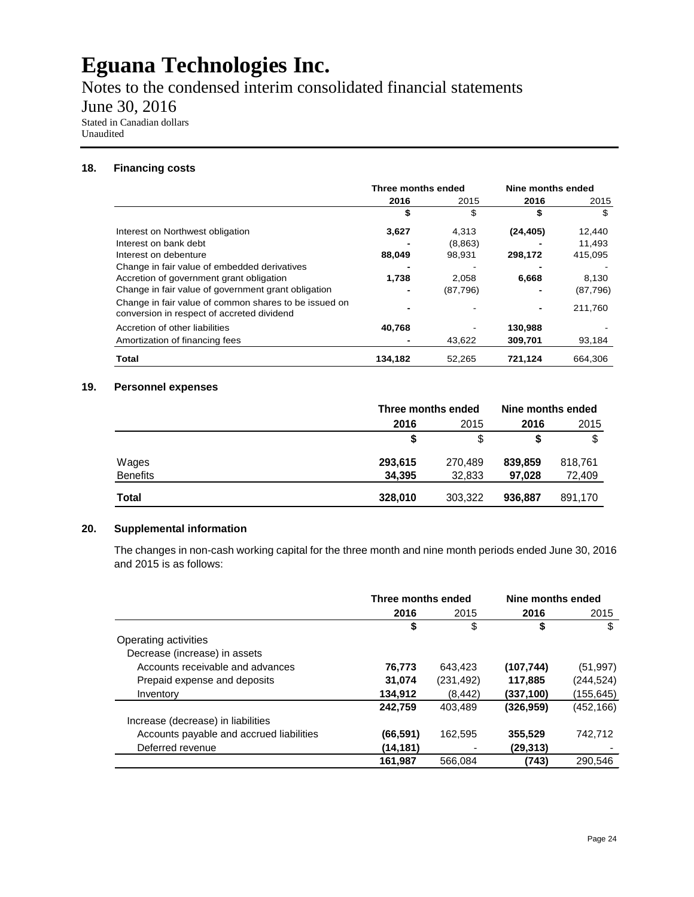# Eguana Technologies Inc.

Notes to the condensed interim consolidated financial statements

June 30, 2016

Stated in Canadian dollars
Unaudited

## 18. Financing costs

| | Three months ended | | Nine months ended | |
|---|---|---|---|---|
| | **2016** | 2015 | **2016** | 2015 |
| | **$** | $ | **$** | $ |
| Interest on Northwest obligation | **3,627** | 4,313 | **(24,405)** | 12,440 |
| Interest on bank debt | **-** | (8,863) | **-** | 11,493 |
| Interest on debenture | **88,049** | 98,931 | **298,172** | 415,095 |
| Change in fair value of embedded derivatives | **-** | - | **-** | - |
| Accretion of government grant obligation | **1,738** | 2,058 | **6,668** | 8,130 |
| Change in fair value of government grant obligation | **-** | (87,796) | **-** | (87,796) |
| Change in fair value of common shares to be issued on conversion in respect of accreted dividend | **-** | - | **-** | 211,760 |
| Accretion of other liabilities | **40,768** | - | **130,988** | - |
| Amortization of financing fees | **-** | 43,622 | **309,701** | 93,184 |
| **Total** | **134,182** | 52,265 | **721,124** | 664,306 |

## 19. Personnel expenses

| | Three months ended | | Nine months ended | |
|---|---|---|---|---|
| | **2016** | 2015 | **2016** | 2015 |
| | **$** | $ | **$** | $ |
| Wages | **293,615** | 270,489 | **839,859** | 818,761 |
| Benefits | **34,395** | 32,833 | **97,028** | 72,409 |
| **Total** | **328,010** | 303,322 | **936,887** | 891,170 |

## 20. Supplemental information

The changes in non-cash working capital for the three month and nine month periods ended June 30, 2016 and 2015 is as follows:

| | Three months ended | | Nine months ended | |
|---|---|---|---|---|
| | **2016** | 2015 | **2016** | 2015 |
| | **$** | $ | **$** | $ |
| Operating activities | | | | |
| Decrease (increase) in assets | | | | |
| Accounts receivable and advances | **76,773** | 643,423 | **(107,744)** | (51,997) |
| Prepaid expense and deposits | **31,074** | (231,492) | **117,885** | (244,524) |
| Inventory | **134,912** | (8,442) | **(337,100)** | (155,645) |
| | **242,759** | 403,489 | **(326,959)** | (452,166) |
| Increase (decrease) in liabilities | | | | |
| Accounts payable and accrued liabilities | **(66,591)** | 162,595 | **355,529** | 742,712 |
| Deferred revenue | **(14,181)** | - | **(29,313)** | - |
| | **161,987** | 566,084 | **(743)** | 290,546 |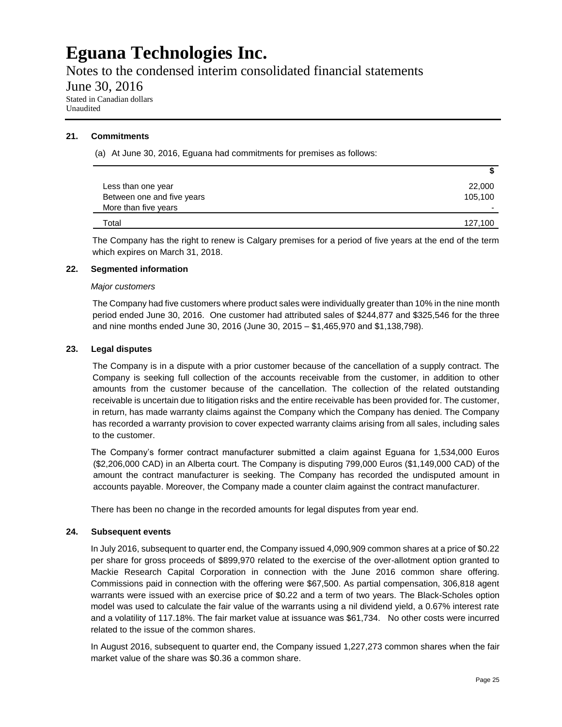# Eguana Technologies Inc.

Notes to the condensed interim consolidated financial statements
June 30, 2016
Stated in Canadian dollars
Unaudited

### 21. Commitments

(a) At June 30, 2016, Eguana had commitments for premises as follows:

| | $ |
|---|---|
| Less than one year | 22,000 |
| Between one and five years | 105,100 |
| More than five years | - |
| Total | 127,100 |

The Company has the right to renew is Calgary premises for a period of five years at the end of the term which expires on March 31, 2018.

### 22. Segmented information

*Major customers*

The Company had five customers where product sales were individually greater than 10% in the nine month period ended June 30, 2016. One customer had attributed sales of $244,877 and $325,546 for the three and nine months ended June 30, 2016 (June 30, 2015 – $1,465,970 and $1,138,798).

### 23. Legal disputes

The Company is in a dispute with a prior customer because of the cancellation of a supply contract. The Company is seeking full collection of the accounts receivable from the customer, in addition to other amounts from the customer because of the cancellation. The collection of the related outstanding receivable is uncertain due to litigation risks and the entire receivable has been provided for. The customer, in return, has made warranty claims against the Company which the Company has denied. The Company has recorded a warranty provision to cover expected warranty claims arising from all sales, including sales to the customer.

The Company's former contract manufacturer submitted a claim against Eguana for 1,534,000 Euros ($2,206,000 CAD) in an Alberta court. The Company is disputing 799,000 Euros ($1,149,000 CAD) of the amount the contract manufacturer is seeking. The Company has recorded the undisputed amount in accounts payable. Moreover, the Company made a counter claim against the contract manufacturer.

There has been no change in the recorded amounts for legal disputes from year end.

### 24. Subsequent events

In July 2016, subsequent to quarter end, the Company issued 4,090,909 common shares at a price of $0.22 per share for gross proceeds of $899,970 related to the exercise of the over-allotment option granted to Mackie Research Capital Corporation in connection with the June 2016 common share offering. Commissions paid in connection with the offering were $67,500. As partial compensation, 306,818 agent warrants were issued with an exercise price of $0.22 and a term of two years. The Black-Scholes option model was used to calculate the fair value of the warrants using a nil dividend yield, a 0.67% interest rate and a volatility of 117.18%. The fair market value at issuance was $61,734. No other costs were incurred related to the issue of the common shares.

In August 2016, subsequent to quarter end, the Company issued 1,227,273 common shares when the fair market value of the share was $0.36 a common share.